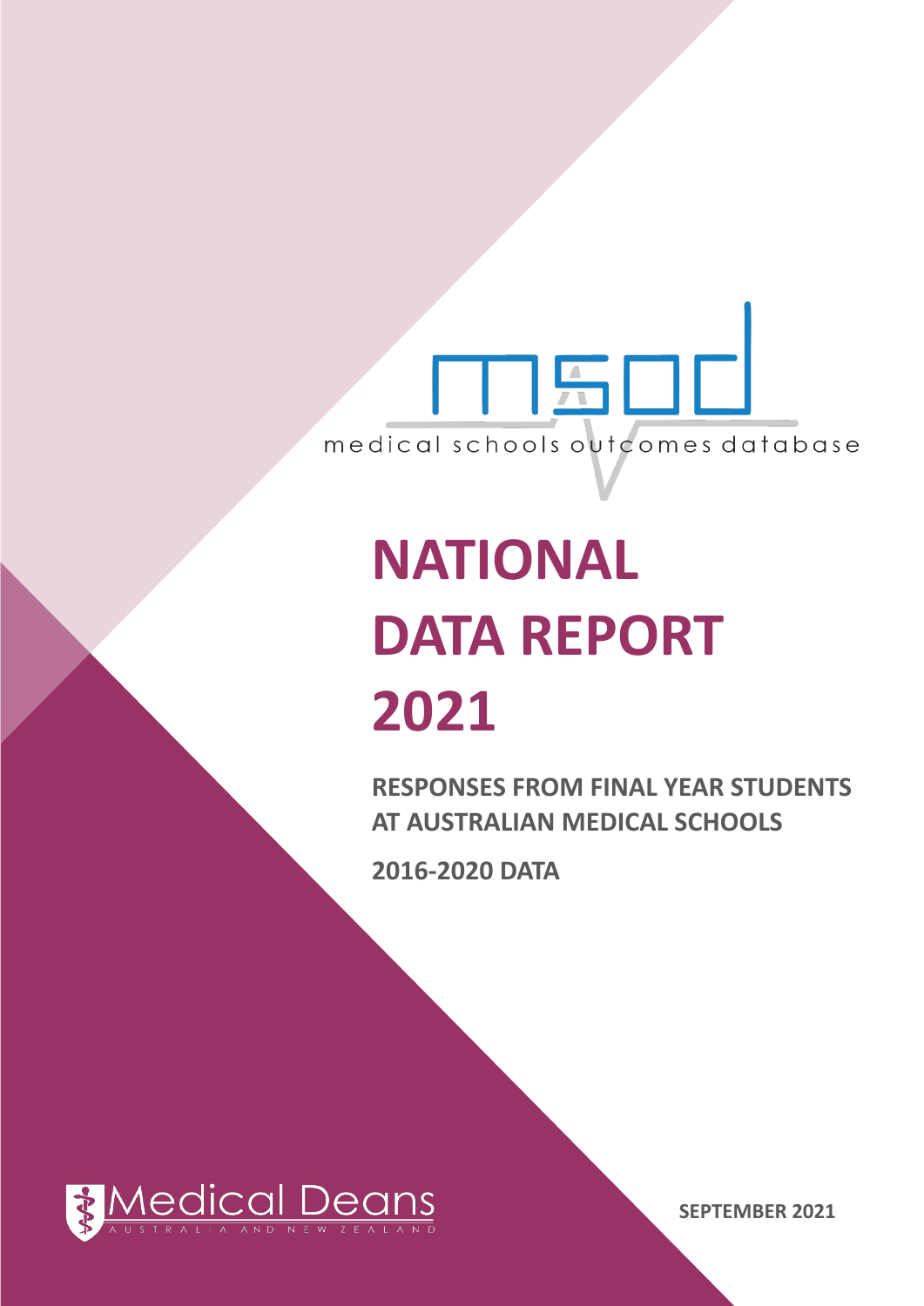msod

medical schools outcomes database

# NATIONAL DATA REPORT 2021

## RESPONSES FROM FINAL YEAR STUDENTS AT AUSTRALIAN MEDICAL SCHOOLS

**2016-2020 DATA**

Medical Deans

AUSTRALIA AND NEW ZEALAND

**SEPTEMBER 2021**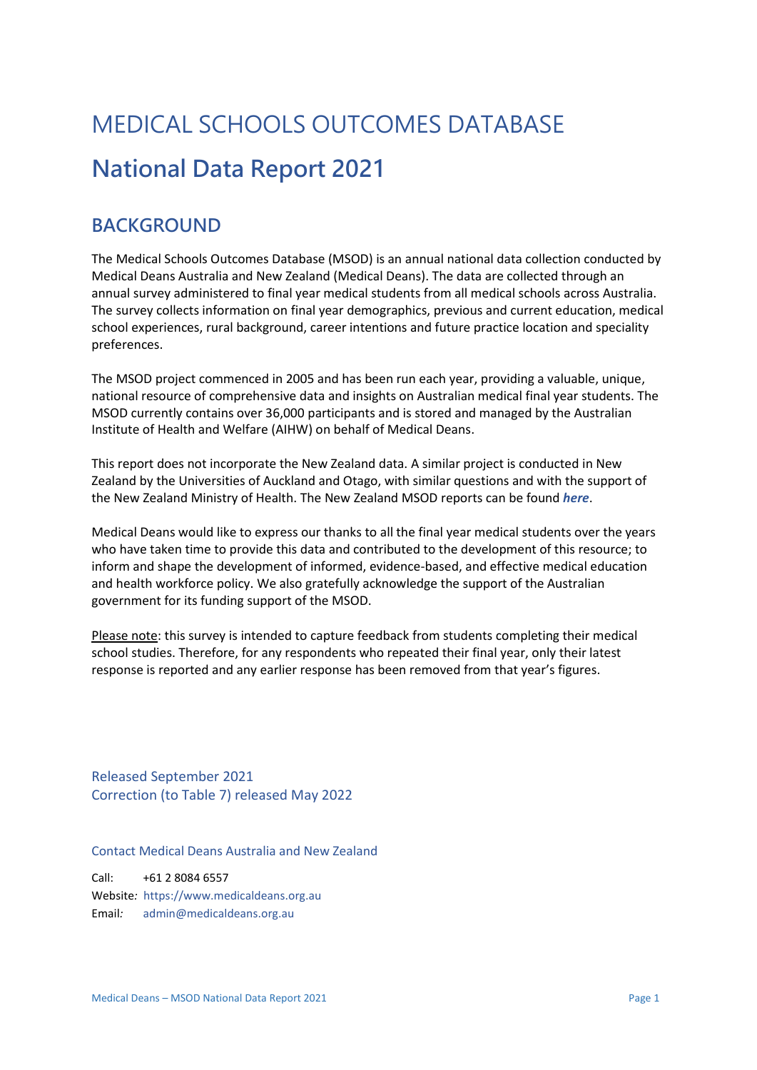# MEDICAL SCHOOLS OUTCOMES DATABASE

# National Data Report 2021

## BACKGROUND

The Medical Schools Outcomes Database (MSOD) is an annual national data collection conducted by Medical Deans Australia and New Zealand (Medical Deans). The data are collected through an annual survey administered to final year medical students from all medical schools across Australia. The survey collects information on final year demographics, previous and current education, medical school experiences, rural background, career intentions and future practice location and speciality preferences.

The MSOD project commenced in 2005 and has been run each year, providing a valuable, unique, national resource of comprehensive data and insights on Australian medical final year students. The MSOD currently contains over 36,000 participants and is stored and managed by the Australian Institute of Health and Welfare (AIHW) on behalf of Medical Deans.

This report does not incorporate the New Zealand data. A similar project is conducted in New Zealand by the Universities of Auckland and Otago, with similar questions and with the support of the New Zealand Ministry of Health. The New Zealand MSOD reports can be found ***here***.

Medical Deans would like to express our thanks to all the final year medical students over the years who have taken time to provide this data and contributed to the development of this resource; to inform and shape the development of informed, evidence-based, and effective medical education and health workforce policy. We also gratefully acknowledge the support of the Australian government for its funding support of the MSOD.

Please note: this survey is intended to capture feedback from students completing their medical school studies. Therefore, for any respondents who repeated their final year, only their latest response is reported and any earlier response has been removed from that year's figures.

Released September 2021
Correction (to Table 7) released May 2022

Contact Medical Deans Australia and New Zealand

Call: +61 2 8084 6557
Website: https://www.medicaldeans.org.au
Email: admin@medicaldeans.org.au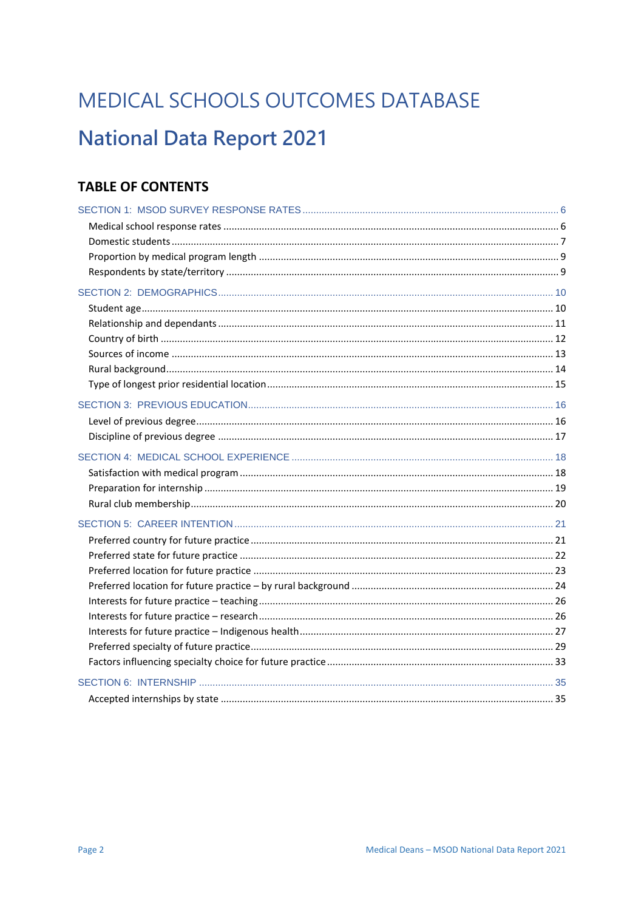# MEDICAL SCHOOLS OUTCOMES DATABASE

# National Data Report 2021

## TABLE OF CONTENTS

SECTION 1: MSOD SURVEY RESPONSE RATES ........ 6
- Medical school response rates ........ 6
- Domestic students ........ 7
- Proportion by medical program length ........ 9
- Respondents by state/territory ........ 9

SECTION 2: DEMOGRAPHICS ........ 10
- Student age ........ 10
- Relationship and dependants ........ 11
- Country of birth ........ 12
- Sources of income ........ 13
- Rural background ........ 14
- Type of longest prior residential location ........ 15

SECTION 3: PREVIOUS EDUCATION ........ 16
- Level of previous degree ........ 16
- Discipline of previous degree ........ 17

SECTION 4: MEDICAL SCHOOL EXPERIENCE ........ 18
- Satisfaction with medical program ........ 18
- Preparation for internship ........ 19
- Rural club membership ........ 20

SECTION 5: CAREER INTENTION ........ 21
- Preferred country for future practice ........ 21
- Preferred state for future practice ........ 22
- Preferred location for future practice ........ 23
- Preferred location for future practice – by rural background ........ 24
- Interests for future practice – teaching ........ 26
- Interests for future practice – research ........ 26
- Interests for future practice – Indigenous health ........ 27
- Preferred specialty of future practice ........ 29
- Factors influencing specialty choice for future practice ........ 33

SECTION 6: INTERNSHIP ........ 35
- Accepted internships by state ........ 35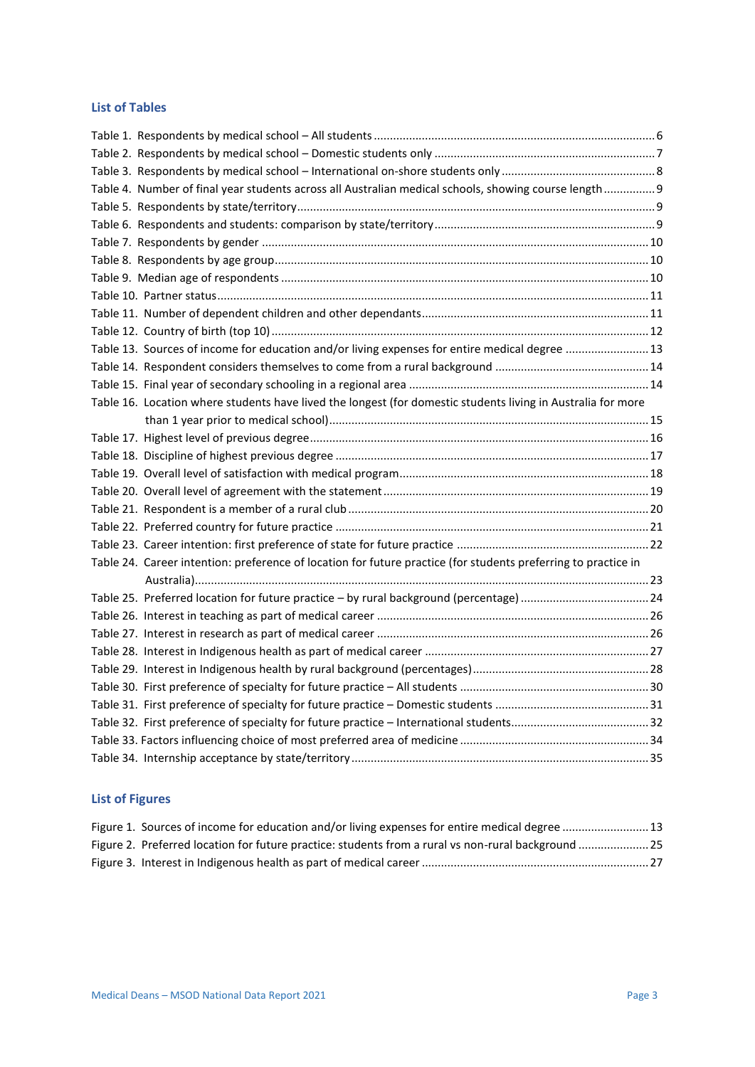## List of Tables

Table 1. Respondents by medical school – All students ........ 6
Table 2. Respondents by medical school – Domestic students only ........ 7
Table 3. Respondents by medical school – International on-shore students only ........ 8
Table 4. Number of final year students across all Australian medical schools, showing course length ........ 9
Table 5. Respondents by state/territory ........ 9
Table 6. Respondents and students: comparison by state/territory ........ 9
Table 7. Respondents by gender ........ 10
Table 8. Respondents by age group ........ 10
Table 9. Median age of respondents ........ 10
Table 10. Partner status ........ 11
Table 11. Number of dependent children and other dependants ........ 11
Table 12. Country of birth (top 10) ........ 12
Table 13. Sources of income for education and/or living expenses for entire medical degree ........ 13
Table 14. Respondent considers themselves to come from a rural background ........ 14
Table 15. Final year of secondary schooling in a regional area ........ 14
Table 16. Location where students have lived the longest (for domestic students living in Australia for more than 1 year prior to medical school) ........ 15
Table 17. Highest level of previous degree ........ 16
Table 18. Discipline of highest previous degree ........ 17
Table 19. Overall level of satisfaction with medical program ........ 18
Table 20. Overall level of agreement with the statement ........ 19
Table 21. Respondent is a member of a rural club ........ 20
Table 22. Preferred country for future practice ........ 21
Table 23. Career intention: first preference of state for future practice ........ 22
Table 24. Career intention: preference of location for future practice (for students preferring to practice in Australia) ........ 23
Table 25. Preferred location for future practice – by rural background (percentage) ........ 24
Table 26. Interest in teaching as part of medical career ........ 26
Table 27. Interest in research as part of medical career ........ 26
Table 28. Interest in Indigenous health as part of medical career ........ 27
Table 29. Interest in Indigenous health by rural background (percentages) ........ 28
Table 30. First preference of specialty for future practice – All students ........ 30
Table 31. First preference of specialty for future practice – Domestic students ........ 31
Table 32. First preference of specialty for future practice – International students ........ 32
Table 33. Factors influencing choice of most preferred area of medicine ........ 34
Table 34. Internship acceptance by state/territory ........ 35

## List of Figures

Figure 1. Sources of income for education and/or living expenses for entire medical degree ........ 13
Figure 2. Preferred location for future practice: students from a rural vs non-rural background ........ 25
Figure 3. Interest in Indigenous health as part of medical career ........ 27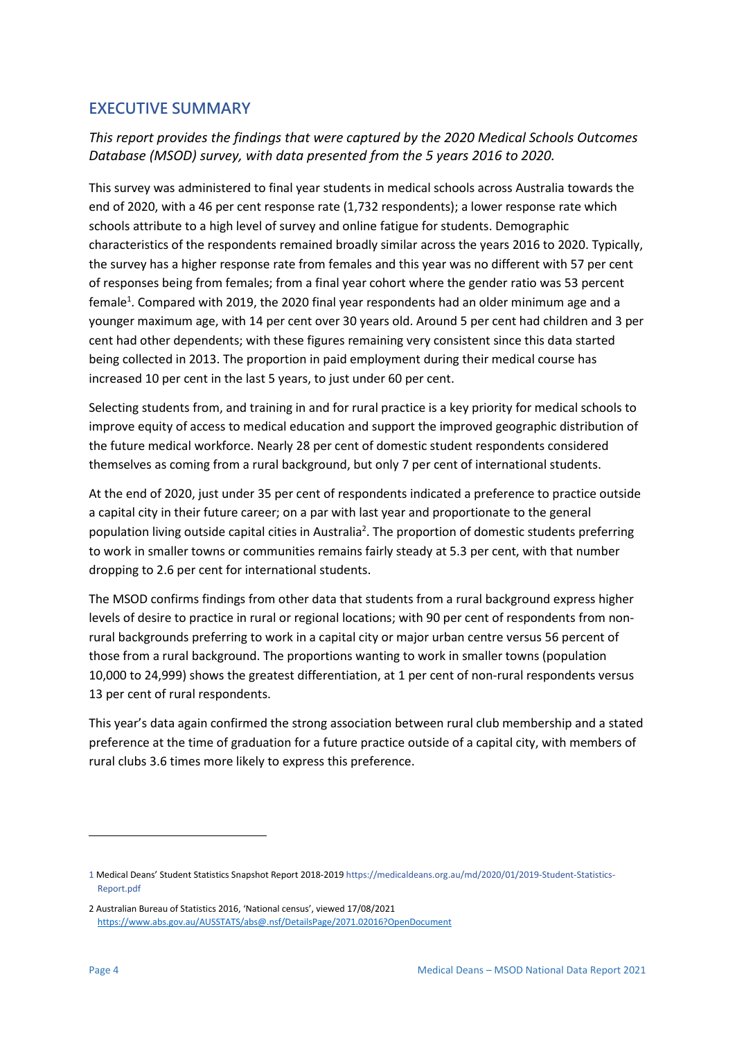## EXECUTIVE SUMMARY

*This report provides the findings that were captured by the 2020 Medical Schools Outcomes Database (MSOD) survey, with data presented from the 5 years 2016 to 2020.*

This survey was administered to final year students in medical schools across Australia towards the end of 2020, with a 46 per cent response rate (1,732 respondents); a lower response rate which schools attribute to a high level of survey and online fatigue for students. Demographic characteristics of the respondents remained broadly similar across the years 2016 to 2020. Typically, the survey has a higher response rate from females and this year was no different with 57 per cent of responses being from females; from a final year cohort where the gender ratio was 53 percent female[1]. Compared with 2019, the 2020 final year respondents had an older minimum age and a younger maximum age, with 14 per cent over 30 years old. Around 5 per cent had children and 3 per cent had other dependents; with these figures remaining very consistent since this data started being collected in 2013. The proportion in paid employment during their medical course has increased 10 per cent in the last 5 years, to just under 60 per cent.

Selecting students from, and training in and for rural practice is a key priority for medical schools to improve equity of access to medical education and support the improved geographic distribution of the future medical workforce. Nearly 28 per cent of domestic student respondents considered themselves as coming from a rural background, but only 7 per cent of international students.

At the end of 2020, just under 35 per cent of respondents indicated a preference to practice outside a capital city in their future career; on a par with last year and proportionate to the general population living outside capital cities in Australia[2]. The proportion of domestic students preferring to work in smaller towns or communities remains fairly steady at 5.3 per cent, with that number dropping to 2.6 per cent for international students.

The MSOD confirms findings from other data that students from a rural background express higher levels of desire to practice in rural or regional locations; with 90 per cent of respondents from non-rural backgrounds preferring to work in a capital city or major urban centre versus 56 percent of those from a rural background. The proportions wanting to work in smaller towns (population 10,000 to 24,999) shows the greatest differentiation, at 1 per cent of non-rural respondents versus 13 per cent of rural respondents.

This year's data again confirmed the strong association between rural club membership and a stated preference at the time of graduation for a future practice outside of a capital city, with members of rural clubs 3.6 times more likely to express this preference.

---

1 Medical Deans' Student Statistics Snapshot Report 2018-2019 https://medicaldeans.org.au/md/2020/01/2019-Student-Statistics-Report.pdf

2 Australian Bureau of Statistics 2016, 'National census', viewed 17/08/2021 https://www.abs.gov.au/AUSSTATS/abs@.nsf/DetailsPage/2071.02016?OpenDocument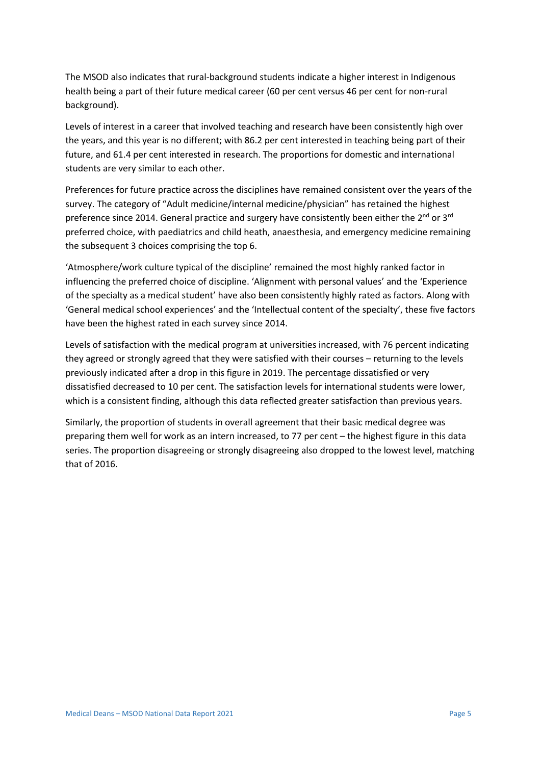The MSOD also indicates that rural-background students indicate a higher interest in Indigenous health being a part of their future medical career (60 per cent versus 46 per cent for non-rural background).

Levels of interest in a career that involved teaching and research have been consistently high over the years, and this year is no different; with 86.2 per cent interested in teaching being part of their future, and 61.4 per cent interested in research. The proportions for domestic and international students are very similar to each other.

Preferences for future practice across the disciplines have remained consistent over the years of the survey. The category of "Adult medicine/internal medicine/physician" has retained the highest preference since 2014. General practice and surgery have consistently been either the 2nd or 3rd preferred choice, with paediatrics and child heath, anaesthesia, and emergency medicine remaining the subsequent 3 choices comprising the top 6.

'Atmosphere/work culture typical of the discipline' remained the most highly ranked factor in influencing the preferred choice of discipline. 'Alignment with personal values' and the 'Experience of the specialty as a medical student' have also been consistently highly rated as factors. Along with 'General medical school experiences' and the 'Intellectual content of the specialty', these five factors have been the highest rated in each survey since 2014.

Levels of satisfaction with the medical program at universities increased, with 76 percent indicating they agreed or strongly agreed that they were satisfied with their courses – returning to the levels previously indicated after a drop in this figure in 2019. The percentage dissatisfied or very dissatisfied decreased to 10 per cent. The satisfaction levels for international students were lower, which is a consistent finding, although this data reflected greater satisfaction than previous years.

Similarly, the proportion of students in overall agreement that their basic medical degree was preparing them well for work as an intern increased, to 77 per cent – the highest figure in this data series. The proportion disagreeing or strongly disagreeing also dropped to the lowest level, matching that of 2016.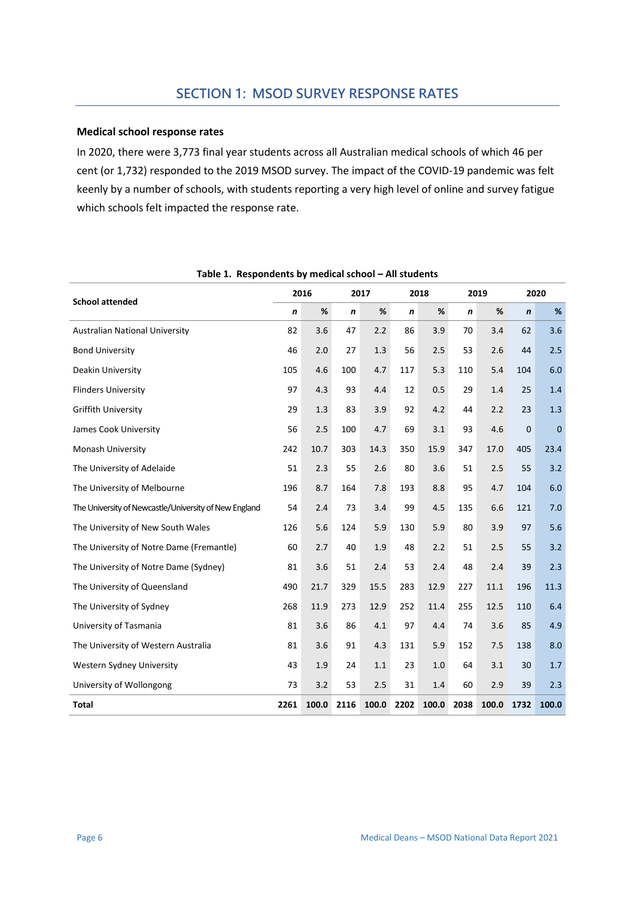# SECTION 1: MSOD SURVEY RESPONSE RATES

### Medical school response rates

In 2020, there were 3,773 final year students across all Australian medical schools of which 46 per cent (or 1,732) responded to the 2019 MSOD survey. The impact of the COVID-19 pandemic was felt keenly by a number of schools, with students reporting a very high level of online and survey fatigue which schools felt impacted the response rate.

**Table 1. Respondents by medical school – All students**

| School attended | 2016 | | 2017 | | 2018 | | 2019 | | 2020 | |
|---|---|---|---|---|---|---|---|---|---|---|
| | ***n*** | **%** | ***n*** | **%** | ***n*** | **%** | ***n*** | **%** | ***n*** | **%** |
| Australian National University | 82 | 3.6 | 47 | 2.2 | 86 | 3.9 | 70 | 3.4 | 62 | 3.6 |
| Bond University | 46 | 2.0 | 27 | 1.3 | 56 | 2.5 | 53 | 2.6 | 44 | 2.5 |
| Deakin University | 105 | 4.6 | 100 | 4.7 | 117 | 5.3 | 110 | 5.4 | 104 | 6.0 |
| Flinders University | 97 | 4.3 | 93 | 4.4 | 12 | 0.5 | 29 | 1.4 | 25 | 1.4 |
| Griffith University | 29 | 1.3 | 83 | 3.9 | 92 | 4.2 | 44 | 2.2 | 23 | 1.3 |
| James Cook University | 56 | 2.5 | 100 | 4.7 | 69 | 3.1 | 93 | 4.6 | 0 | 0 |
| Monash University | 242 | 10.7 | 303 | 14.3 | 350 | 15.9 | 347 | 17.0 | 405 | 23.4 |
| The University of Adelaide | 51 | 2.3 | 55 | 2.6 | 80 | 3.6 | 51 | 2.5 | 55 | 3.2 |
| The University of Melbourne | 196 | 8.7 | 164 | 7.8 | 193 | 8.8 | 95 | 4.7 | 104 | 6.0 |
| The University of Newcastle/University of New England | 54 | 2.4 | 73 | 3.4 | 99 | 4.5 | 135 | 6.6 | 121 | 7.0 |
| The University of New South Wales | 126 | 5.6 | 124 | 5.9 | 130 | 5.9 | 80 | 3.9 | 97 | 5.6 |
| The University of Notre Dame (Fremantle) | 60 | 2.7 | 40 | 1.9 | 48 | 2.2 | 51 | 2.5 | 55 | 3.2 |
| The University of Notre Dame (Sydney) | 81 | 3.6 | 51 | 2.4 | 53 | 2.4 | 48 | 2.4 | 39 | 2.3 |
| The University of Queensland | 490 | 21.7 | 329 | 15.5 | 283 | 12.9 | 227 | 11.1 | 196 | 11.3 |
| The University of Sydney | 268 | 11.9 | 273 | 12.9 | 252 | 11.4 | 255 | 12.5 | 110 | 6.4 |
| University of Tasmania | 81 | 3.6 | 86 | 4.1 | 97 | 4.4 | 74 | 3.6 | 85 | 4.9 |
| The University of Western Australia | 81 | 3.6 | 91 | 4.3 | 131 | 5.9 | 152 | 7.5 | 138 | 8.0 |
| Western Sydney University | 43 | 1.9 | 24 | 1.1 | 23 | 1.0 | 64 | 3.1 | 30 | 1.7 |
| University of Wollongong | 73 | 3.2 | 53 | 2.5 | 31 | 1.4 | 60 | 2.9 | 39 | 2.3 |
| **Total** | **2261** | **100.0** | **2116** | **100.0** | **2202** | **100.0** | **2038** | **100.0** | **1732** | **100.0** |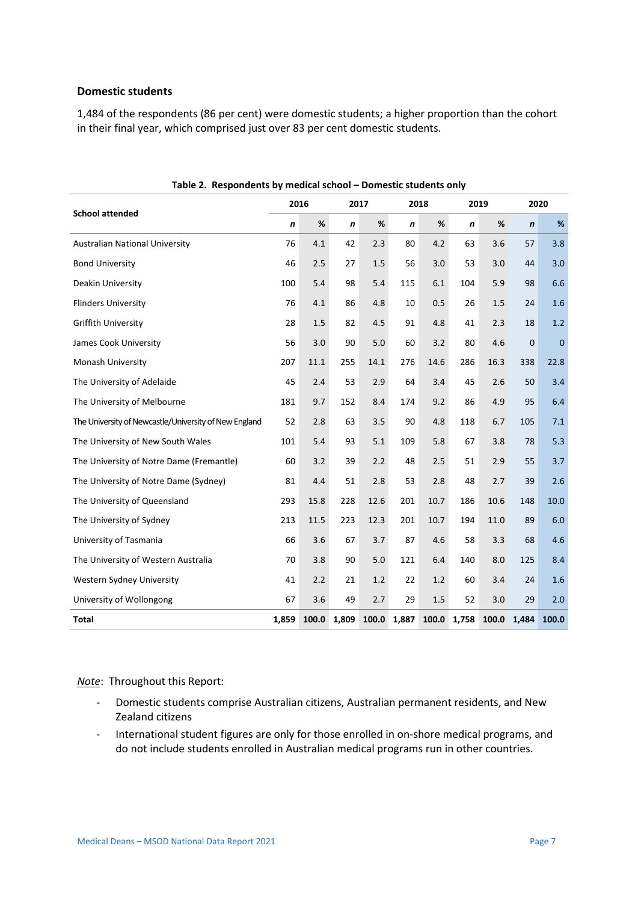### Domestic students

1,484 of the respondents (86 per cent) were domestic students; a higher proportion than the cohort in their final year, which comprised just over 83 per cent domestic students.

**Table 2. Respondents by medical school – Domestic students only**

| School attended | 2016 | | 2017 | | 2018 | | 2019 | | 2020 | |
|---|---|---|---|---|---|---|---|---|---|---|
| | *n* | % | *n* | % | *n* | % | *n* | % | *n* | % |
| Australian National University | 76 | 4.1 | 42 | 2.3 | 80 | 4.2 | 63 | 3.6 | 57 | 3.8 |
| Bond University | 46 | 2.5 | 27 | 1.5 | 56 | 3.0 | 53 | 3.0 | 44 | 3.0 |
| Deakin University | 100 | 5.4 | 98 | 5.4 | 115 | 6.1 | 104 | 5.9 | 98 | 6.6 |
| Flinders University | 76 | 4.1 | 86 | 4.8 | 10 | 0.5 | 26 | 1.5 | 24 | 1.6 |
| Griffith University | 28 | 1.5 | 82 | 4.5 | 91 | 4.8 | 41 | 2.3 | 18 | 1.2 |
| James Cook University | 56 | 3.0 | 90 | 5.0 | 60 | 3.2 | 80 | 4.6 | 0 | 0 |
| Monash University | 207 | 11.1 | 255 | 14.1 | 276 | 14.6 | 286 | 16.3 | 338 | 22.8 |
| The University of Adelaide | 45 | 2.4 | 53 | 2.9 | 64 | 3.4 | 45 | 2.6 | 50 | 3.4 |
| The University of Melbourne | 181 | 9.7 | 152 | 8.4 | 174 | 9.2 | 86 | 4.9 | 95 | 6.4 |
| The University of Newcastle/University of New England | 52 | 2.8 | 63 | 3.5 | 90 | 4.8 | 118 | 6.7 | 105 | 7.1 |
| The University of New South Wales | 101 | 5.4 | 93 | 5.1 | 109 | 5.8 | 67 | 3.8 | 78 | 5.3 |
| The University of Notre Dame (Fremantle) | 60 | 3.2 | 39 | 2.2 | 48 | 2.5 | 51 | 2.9 | 55 | 3.7 |
| The University of Notre Dame (Sydney) | 81 | 4.4 | 51 | 2.8 | 53 | 2.8 | 48 | 2.7 | 39 | 2.6 |
| The University of Queensland | 293 | 15.8 | 228 | 12.6 | 201 | 10.7 | 186 | 10.6 | 148 | 10.0 |
| The University of Sydney | 213 | 11.5 | 223 | 12.3 | 201 | 10.7 | 194 | 11.0 | 89 | 6.0 |
| University of Tasmania | 66 | 3.6 | 67 | 3.7 | 87 | 4.6 | 58 | 3.3 | 68 | 4.6 |
| The University of Western Australia | 70 | 3.8 | 90 | 5.0 | 121 | 6.4 | 140 | 8.0 | 125 | 8.4 |
| Western Sydney University | 41 | 2.2 | 21 | 1.2 | 22 | 1.2 | 60 | 3.4 | 24 | 1.6 |
| University of Wollongong | 67 | 3.6 | 49 | 2.7 | 29 | 1.5 | 52 | 3.0 | 29 | 2.0 |
| **Total** | **1,859** | **100.0** | **1,809** | **100.0** | **1,887** | **100.0** | **1,758** | **100.0** | **1,484** | **100.0** |

*Note*: Throughout this Report:

- Domestic students comprise Australian citizens, Australian permanent residents, and New Zealand citizens
- International student figures are only for those enrolled in on-shore medical programs, and do not include students enrolled in Australian medical programs run in other countries.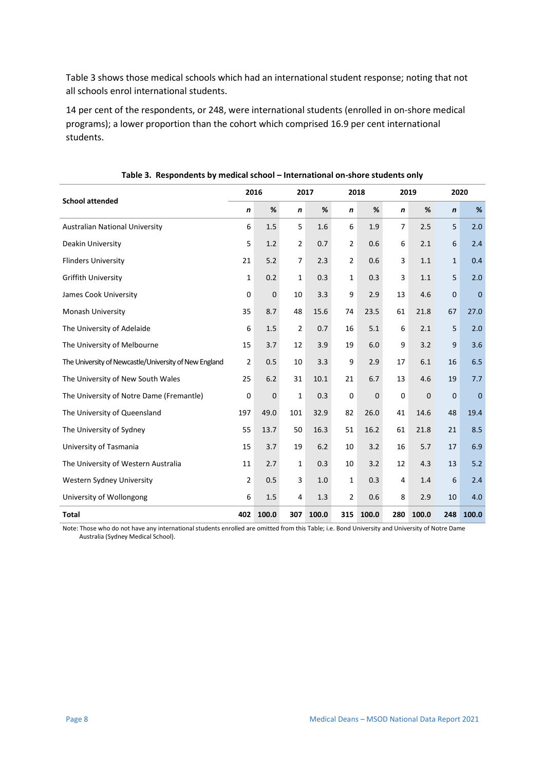Table 3 shows those medical schools which had an international student response; noting that not all schools enrol international students.

14 per cent of the respondents, or 248, were international students (enrolled in on-shore medical programs); a lower proportion than the cohort which comprised 16.9 per cent international students.

**Table 3. Respondents by medical school – International on-shore students only**

| School attended | 2016 | | 2017 | | 2018 | | 2019 | | 2020 | |
|---|---|---|---|---|---|---|---|---|---|---|
| | *n* | % | *n* | % | *n* | % | *n* | % | *n* | % |
| Australian National University | 6 | 1.5 | 5 | 1.6 | 6 | 1.9 | 7 | 2.5 | 5 | 2.0 |
| Deakin University | 5 | 1.2 | 2 | 0.7 | 2 | 0.6 | 6 | 2.1 | 6 | 2.4 |
| Flinders University | 21 | 5.2 | 7 | 2.3 | 2 | 0.6 | 3 | 1.1 | 1 | 0.4 |
| Griffith University | 1 | 0.2 | 1 | 0.3 | 1 | 0.3 | 3 | 1.1 | 5 | 2.0 |
| James Cook University | 0 | 0 | 10 | 3.3 | 9 | 2.9 | 13 | 4.6 | 0 | 0 |
| Monash University | 35 | 8.7 | 48 | 15.6 | 74 | 23.5 | 61 | 21.8 | 67 | 27.0 |
| The University of Adelaide | 6 | 1.5 | 2 | 0.7 | 16 | 5.1 | 6 | 2.1 | 5 | 2.0 |
| The University of Melbourne | 15 | 3.7 | 12 | 3.9 | 19 | 6.0 | 9 | 3.2 | 9 | 3.6 |
| The University of Newcastle/University of New England | 2 | 0.5 | 10 | 3.3 | 9 | 2.9 | 17 | 6.1 | 16 | 6.5 |
| The University of New South Wales | 25 | 6.2 | 31 | 10.1 | 21 | 6.7 | 13 | 4.6 | 19 | 7.7 |
| The University of Notre Dame (Fremantle) | 0 | 0 | 1 | 0.3 | 0 | 0 | 0 | 0 | 0 | 0 |
| The University of Queensland | 197 | 49.0 | 101 | 32.9 | 82 | 26.0 | 41 | 14.6 | 48 | 19.4 |
| The University of Sydney | 55 | 13.7 | 50 | 16.3 | 51 | 16.2 | 61 | 21.8 | 21 | 8.5 |
| University of Tasmania | 15 | 3.7 | 19 | 6.2 | 10 | 3.2 | 16 | 5.7 | 17 | 6.9 |
| The University of Western Australia | 11 | 2.7 | 1 | 0.3 | 10 | 3.2 | 12 | 4.3 | 13 | 5.2 |
| Western Sydney University | 2 | 0.5 | 3 | 1.0 | 1 | 0.3 | 4 | 1.4 | 6 | 2.4 |
| University of Wollongong | 6 | 1.5 | 4 | 1.3 | 2 | 0.6 | 8 | 2.9 | 10 | 4.0 |
| **Total** | **402** | **100.0** | **307** | **100.0** | **315** | **100.0** | **280** | **100.0** | **248** | **100.0** |

Note: Those who do not have any international students enrolled are omitted from this Table; i.e. Bond University and University of Notre Dame Australia (Sydney Medical School).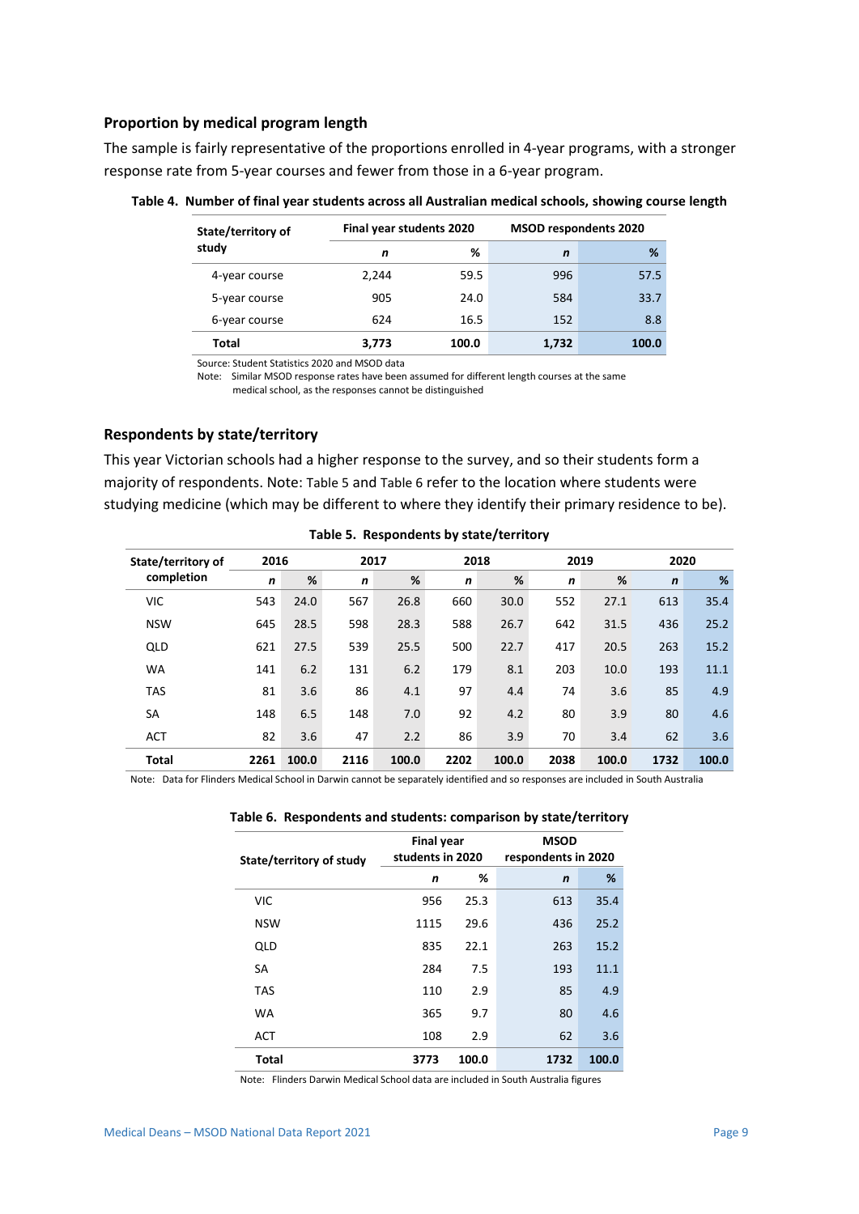### Proportion by medical program length

The sample is fairly representative of the proportions enrolled in 4-year programs, with a stronger response rate from 5-year courses and fewer from those in a 6-year program.

**Table 4. Number of final year students across all Australian medical schools, showing course length**

| State/territory of study | Final year students 2020 | | MSOD respondents 2020 | |
|---|---|---|---|---|
| | *n* | % | *n* | % |
| 4-year course | 2,244 | 59.5 | 996 | 57.5 |
| 5-year course | 905 | 24.0 | 584 | 33.7 |
| 6-year course | 624 | 16.5 | 152 | 8.8 |
| **Total** | **3,773** | **100.0** | **1,732** | **100.0** |

Source: Student Statistics 2020 and MSOD data

Note: Similar MSOD response rates have been assumed for different length courses at the same medical school, as the responses cannot be distinguished

### Respondents by state/territory

This year Victorian schools had a higher response to the survey, and so their students form a majority of respondents. Note: Table 5 and Table 6 refer to the location where students were studying medicine (which may be different to where they identify their primary residence to be).

**Table 5. Respondents by state/territory**

| State/territory of completion | 2016 | | 2017 | | 2018 | | 2019 | | 2020 | |
|---|---|---|---|---|---|---|---|---|---|---|
| | *n* | % | *n* | % | *n* | % | *n* | % | *n* | % |
| VIC | 543 | 24.0 | 567 | 26.8 | 660 | 30.0 | 552 | 27.1 | 613 | 35.4 |
| NSW | 645 | 28.5 | 598 | 28.3 | 588 | 26.7 | 642 | 31.5 | 436 | 25.2 |
| QLD | 621 | 27.5 | 539 | 25.5 | 500 | 22.7 | 417 | 20.5 | 263 | 15.2 |
| WA | 141 | 6.2 | 131 | 6.2 | 179 | 8.1 | 203 | 10.0 | 193 | 11.1 |
| TAS | 81 | 3.6 | 86 | 4.1 | 97 | 4.4 | 74 | 3.6 | 85 | 4.9 |
| SA | 148 | 6.5 | 148 | 7.0 | 92 | 4.2 | 80 | 3.9 | 80 | 4.6 |
| ACT | 82 | 3.6 | 47 | 2.2 | 86 | 3.9 | 70 | 3.4 | 62 | 3.6 |
| **Total** | **2261** | **100.0** | **2116** | **100.0** | **2202** | **100.0** | **2038** | **100.0** | **1732** | **100.0** |

Note: Data for Flinders Medical School in Darwin cannot be separately identified and so responses are included in South Australia

**Table 6. Respondents and students: comparison by state/territory**

| State/territory of study | Final year students in 2020 | | MSOD respondents in 2020 | |
|---|---|---|---|---|
| | *n* | % | *n* | % |
| VIC | 956 | 25.3 | 613 | 35.4 |
| NSW | 1115 | 29.6 | 436 | 25.2 |
| QLD | 835 | 22.1 | 263 | 15.2 |
| SA | 284 | 7.5 | 193 | 11.1 |
| TAS | 110 | 2.9 | 85 | 4.9 |
| WA | 365 | 9.7 | 80 | 4.6 |
| ACT | 108 | 2.9 | 62 | 3.6 |
| **Total** | **3773** | **100.0** | **1732** | **100.0** |

Note: Flinders Darwin Medical School data are included in South Australia figures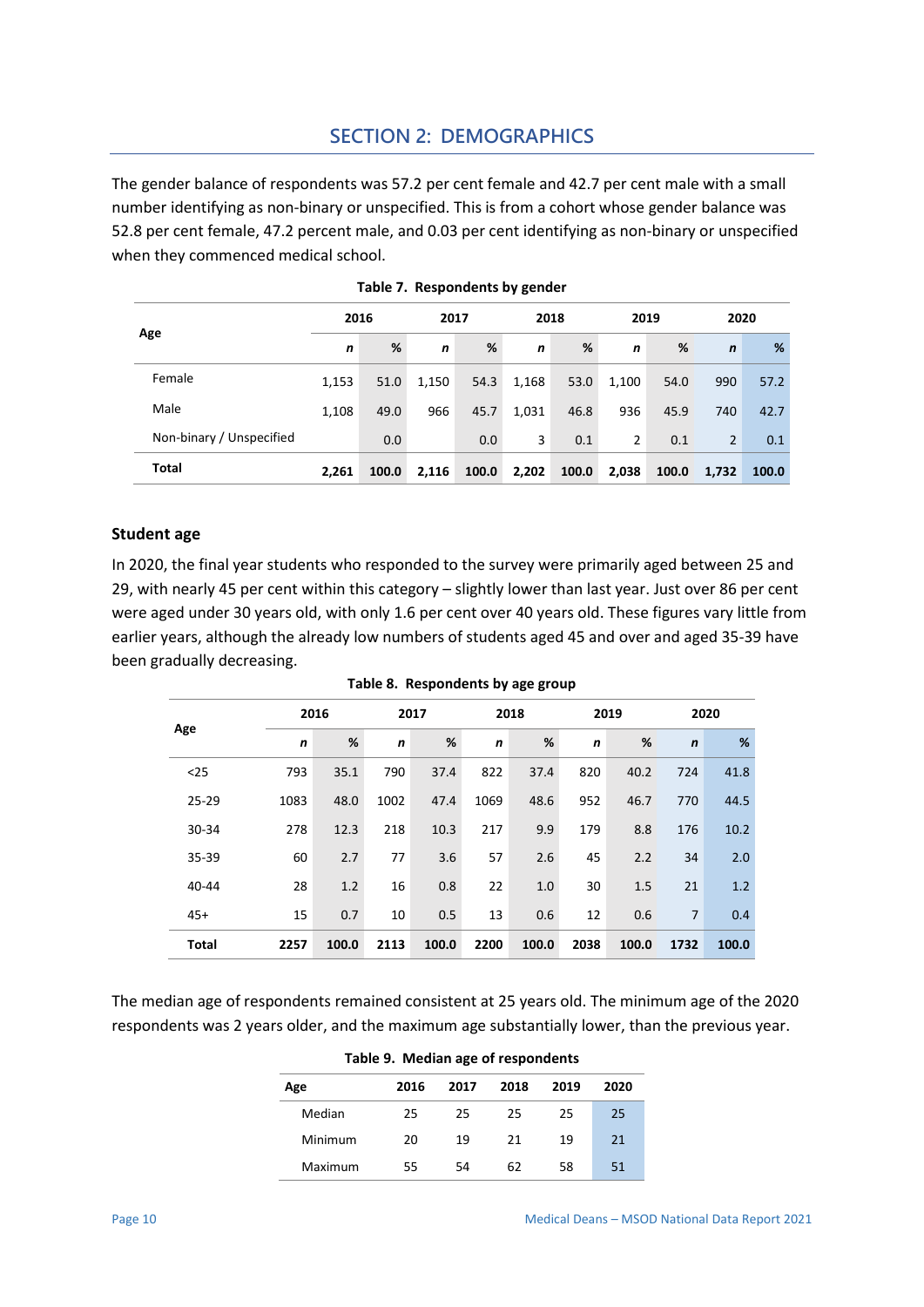# SECTION 2: DEMOGRAPHICS

The gender balance of respondents was 57.2 per cent female and 42.7 per cent male with a small number identifying as non-binary or unspecified. This is from a cohort whose gender balance was 52.8 per cent female, 47.2 percent male, and 0.03 per cent identifying as non-binary or unspecified when they commenced medical school.

**Table 7. Respondents by gender**

| Age | 2016 | | 2017 | | 2018 | | 2019 | | 2020 | |
|---|---|---|---|---|---|---|---|---|---|---|
| | *n* | % | *n* | % | *n* | % | *n* | % | *n* | % |
| Female | 1,153 | 51.0 | 1,150 | 54.3 | 1,168 | 53.0 | 1,100 | 54.0 | 990 | 57.2 |
| Male | 1,108 | 49.0 | 966 | 45.7 | 1,031 | 46.8 | 936 | 45.9 | 740 | 42.7 |
| Non-binary / Unspecified | | 0.0 | | 0.0 | 3 | 0.1 | 2 | 0.1 | 2 | 0.1 |
| **Total** | **2,261** | **100.0** | **2,116** | **100.0** | **2,202** | **100.0** | **2,038** | **100.0** | **1,732** | **100.0** |

## Student age

In 2020, the final year students who responded to the survey were primarily aged between 25 and 29, with nearly 45 per cent within this category – slightly lower than last year. Just over 86 per cent were aged under 30 years old, with only 1.6 per cent over 40 years old. These figures vary little from earlier years, although the already low numbers of students aged 45 and over and aged 35-39 have been gradually decreasing.

**Table 8. Respondents by age group**

| Age | 2016 | | 2017 | | 2018 | | 2019 | | 2020 | |
|---|---|---|---|---|---|---|---|---|---|---|
| | *n* | % | *n* | % | *n* | % | *n* | % | *n* | % |
| <25 | 793 | 35.1 | 790 | 37.4 | 822 | 37.4 | 820 | 40.2 | 724 | 41.8 |
| 25-29 | 1083 | 48.0 | 1002 | 47.4 | 1069 | 48.6 | 952 | 46.7 | 770 | 44.5 |
| 30-34 | 278 | 12.3 | 218 | 10.3 | 217 | 9.9 | 179 | 8.8 | 176 | 10.2 |
| 35-39 | 60 | 2.7 | 77 | 3.6 | 57 | 2.6 | 45 | 2.2 | 34 | 2.0 |
| 40-44 | 28 | 1.2 | 16 | 0.8 | 22 | 1.0 | 30 | 1.5 | 21 | 1.2 |
| 45+ | 15 | 0.7 | 10 | 0.5 | 13 | 0.6 | 12 | 0.6 | 7 | 0.4 |
| **Total** | **2257** | **100.0** | **2113** | **100.0** | **2200** | **100.0** | **2038** | **100.0** | **1732** | **100.0** |

The median age of respondents remained consistent at 25 years old. The minimum age of the 2020 respondents was 2 years older, and the maximum age substantially lower, than the previous year.

**Table 9. Median age of respondents**

| Age | 2016 | 2017 | 2018 | 2019 | 2020 |
|---|---|---|---|---|---|
| Median | 25 | 25 | 25 | 25 | 25 |
| Minimum | 20 | 19 | 21 | 19 | 21 |
| Maximum | 55 | 54 | 62 | 58 | 51 |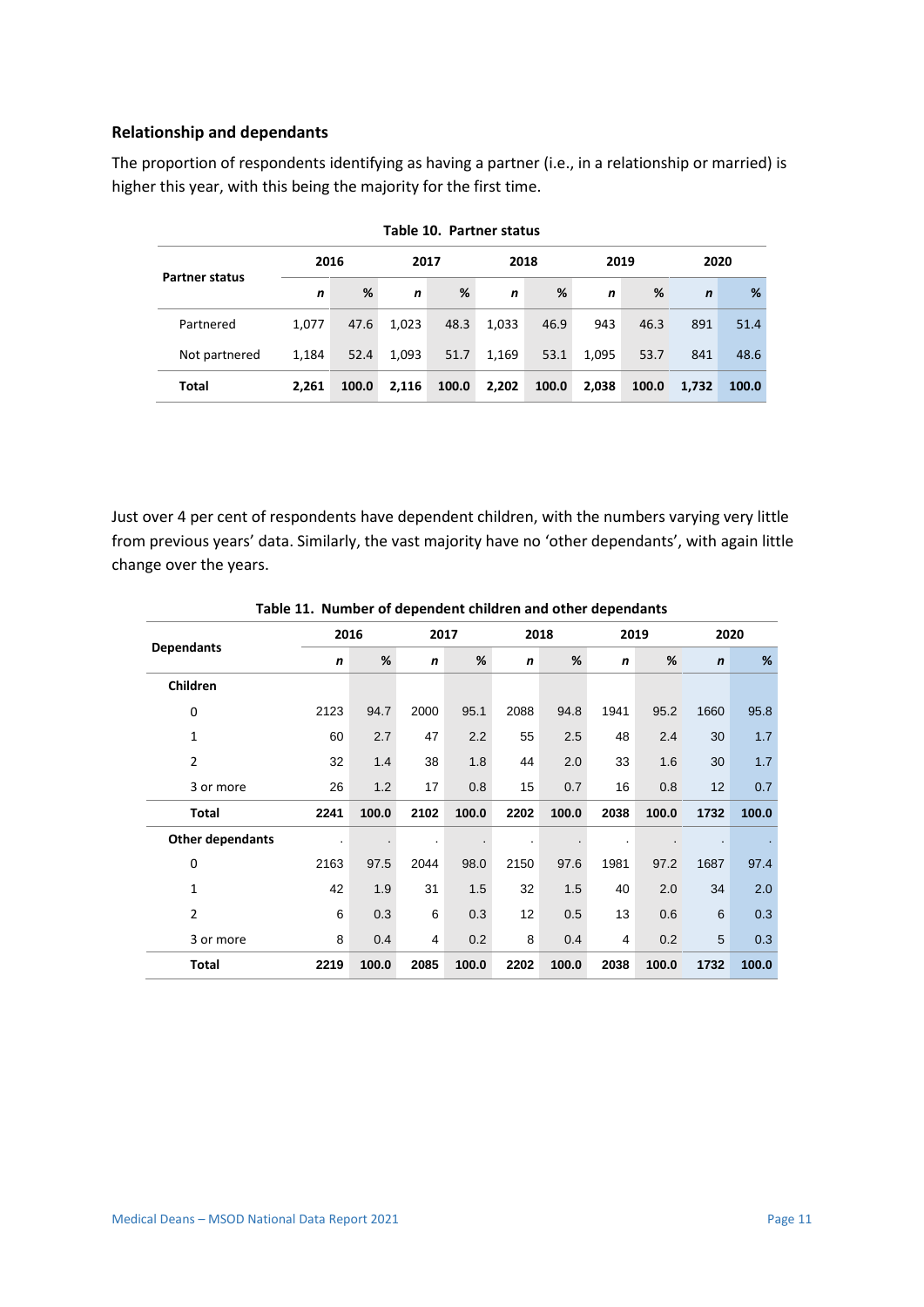### Relationship and dependants

The proportion of respondents identifying as having a partner (i.e., in a relationship or married) is higher this year, with this being the majority for the first time.

**Table 10. Partner status**

| Partner status | 2016 | | 2017 | | 2018 | | 2019 | | 2020 | |
|---|---|---|---|---|---|---|---|---|---|---|
| | *n* | % | *n* | % | *n* | % | *n* | % | *n* | % |
| Partnered | 1,077 | 47.6 | 1,023 | 48.3 | 1,033 | 46.9 | 943 | 46.3 | 891 | 51.4 |
| Not partnered | 1,184 | 52.4 | 1,093 | 51.7 | 1,169 | 53.1 | 1,095 | 53.7 | 841 | 48.6 |
| **Total** | **2,261** | **100.0** | **2,116** | **100.0** | **2,202** | **100.0** | **2,038** | **100.0** | **1,732** | **100.0** |

Just over 4 per cent of respondents have dependent children, with the numbers varying very little from previous years' data. Similarly, the vast majority have no 'other dependants', with again little change over the years.

**Table 11. Number of dependent children and other dependants**

| Dependants | 2016 | | 2017 | | 2018 | | 2019 | | 2020 | |
|---|---|---|---|---|---|---|---|---|---|---|
| | *n* | % | *n* | % | *n* | % | *n* | % | *n* | % |
| **Children** | | | | | | | | | | |
| 0 | 2123 | 94.7 | 2000 | 95.1 | 2088 | 94.8 | 1941 | 95.2 | 1660 | 95.8 |
| 1 | 60 | 2.7 | 47 | 2.2 | 55 | 2.5 | 48 | 2.4 | 30 | 1.7 |
| 2 | 32 | 1.4 | 38 | 1.8 | 44 | 2.0 | 33 | 1.6 | 30 | 1.7 |
| 3 or more | 26 | 1.2 | 17 | 0.8 | 15 | 0.7 | 16 | 0.8 | 12 | 0.7 |
| **Total** | **2241** | **100.0** | **2102** | **100.0** | **2202** | **100.0** | **2038** | **100.0** | **1732** | **100.0** |
| **Other dependants** | . | . | . | . | . | . | . | . | . | . |
| 0 | 2163 | 97.5 | 2044 | 98.0 | 2150 | 97.6 | 1981 | 97.2 | 1687 | 97.4 |
| 1 | 42 | 1.9 | 31 | 1.5 | 32 | 1.5 | 40 | 2.0 | 34 | 2.0 |
| 2 | 6 | 0.3 | 6 | 0.3 | 12 | 0.5 | 13 | 0.6 | 6 | 0.3 |
| 3 or more | 8 | 0.4 | 4 | 0.2 | 8 | 0.4 | 4 | 0.2 | 5 | 0.3 |
| **Total** | **2219** | **100.0** | **2085** | **100.0** | **2202** | **100.0** | **2038** | **100.0** | **1732** | **100.0** |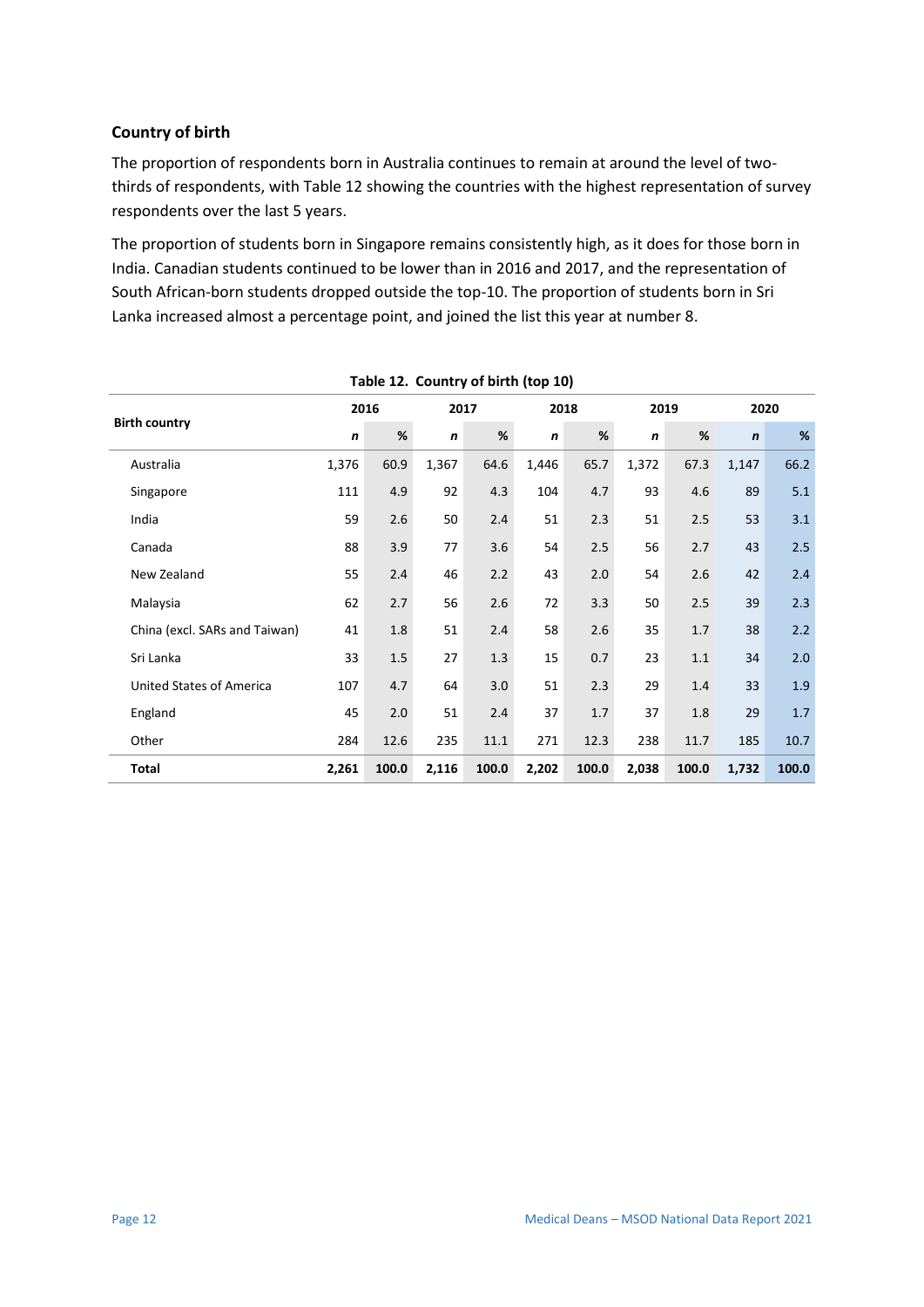### Country of birth

The proportion of respondents born in Australia continues to remain at around the level of two-thirds of respondents, with Table 12 showing the countries with the highest representation of survey respondents over the last 5 years.

The proportion of students born in Singapore remains consistently high, as it does for those born in India. Canadian students continued to be lower than in 2016 and 2017, and the representation of South African-born students dropped outside the top-10. The proportion of students born in Sri Lanka increased almost a percentage point, and joined the list this year at number 8.

**Table 12. Country of birth (top 10)**

| Birth country | 2016 | | 2017 | | 2018 | | 2019 | | 2020 | |
|---|---|---|---|---|---|---|---|---|---|---|
| | *n* | % | *n* | % | *n* | % | *n* | % | *n* | % |
| Australia | 1,376 | 60.9 | 1,367 | 64.6 | 1,446 | 65.7 | 1,372 | 67.3 | 1,147 | 66.2 |
| Singapore | 111 | 4.9 | 92 | 4.3 | 104 | 4.7 | 93 | 4.6 | 89 | 5.1 |
| India | 59 | 2.6 | 50 | 2.4 | 51 | 2.3 | 51 | 2.5 | 53 | 3.1 |
| Canada | 88 | 3.9 | 77 | 3.6 | 54 | 2.5 | 56 | 2.7 | 43 | 2.5 |
| New Zealand | 55 | 2.4 | 46 | 2.2 | 43 | 2.0 | 54 | 2.6 | 42 | 2.4 |
| Malaysia | 62 | 2.7 | 56 | 2.6 | 72 | 3.3 | 50 | 2.5 | 39 | 2.3 |
| China (excl. SARs and Taiwan) | 41 | 1.8 | 51 | 2.4 | 58 | 2.6 | 35 | 1.7 | 38 | 2.2 |
| Sri Lanka | 33 | 1.5 | 27 | 1.3 | 15 | 0.7 | 23 | 1.1 | 34 | 2.0 |
| United States of America | 107 | 4.7 | 64 | 3.0 | 51 | 2.3 | 29 | 1.4 | 33 | 1.9 |
| England | 45 | 2.0 | 51 | 2.4 | 37 | 1.7 | 37 | 1.8 | 29 | 1.7 |
| Other | 284 | 12.6 | 235 | 11.1 | 271 | 12.3 | 238 | 11.7 | 185 | 10.7 |
| **Total** | **2,261** | **100.0** | **2,116** | **100.0** | **2,202** | **100.0** | **2,038** | **100.0** | **1,732** | **100.0** |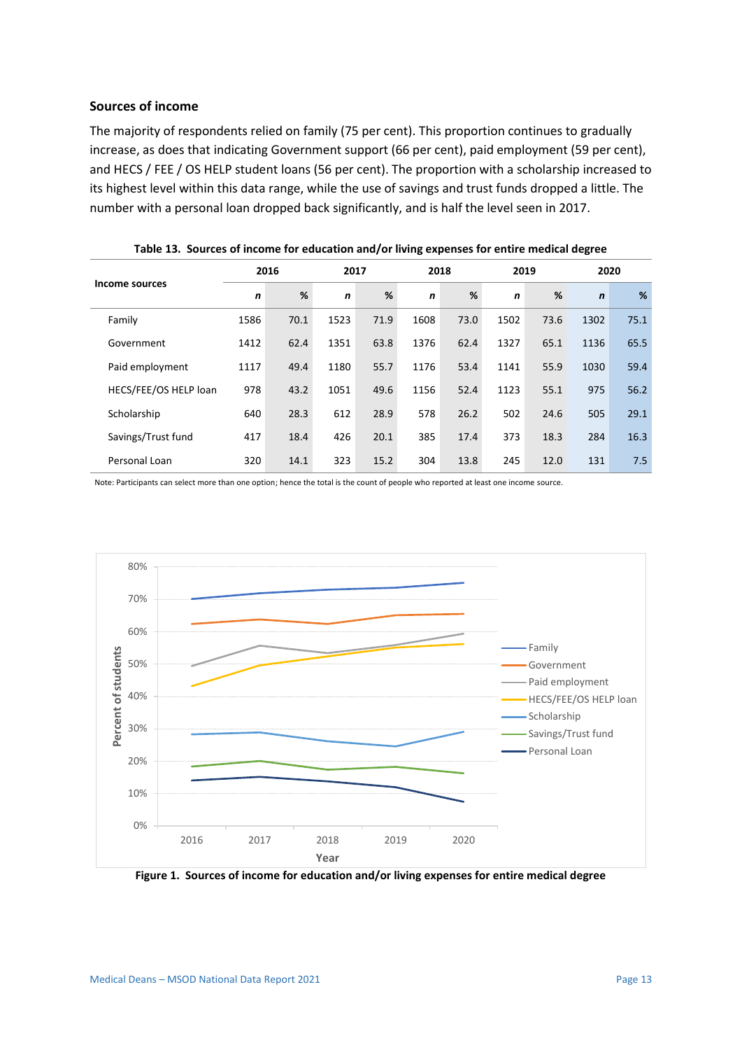### Sources of income

The majority of respondents relied on family (75 per cent). This proportion continues to gradually increase, as does that indicating Government support (66 per cent), paid employment (59 per cent), and HECS / FEE / OS HELP student loans (56 per cent). The proportion with a scholarship increased to its highest level within this data range, while the use of savings and trust funds dropped a little. The number with a personal loan dropped back significantly, and is half the level seen in 2017.

**Table 13. Sources of income for education and/or living expenses for entire medical degree**

| Income sources | 2016 | | 2017 | | 2018 | | 2019 | | 2020 | |
|---|---|---|---|---|---|---|---|---|---|---|
| | *n* | % | *n* | % | *n* | % | *n* | % | *n* | % |
| Family | 1586 | 70.1 | 1523 | 71.9 | 1608 | 73.0 | 1502 | 73.6 | 1302 | 75.1 |
| Government | 1412 | 62.4 | 1351 | 63.8 | 1376 | 62.4 | 1327 | 65.1 | 1136 | 65.5 |
| Paid employment | 1117 | 49.4 | 1180 | 55.7 | 1176 | 53.4 | 1141 | 55.9 | 1030 | 59.4 |
| HECS/FEE/OS HELP loan | 978 | 43.2 | 1051 | 49.6 | 1156 | 52.4 | 1123 | 55.1 | 975 | 56.2 |
| Scholarship | 640 | 28.3 | 612 | 28.9 | 578 | 26.2 | 502 | 24.6 | 505 | 29.1 |
| Savings/Trust fund | 417 | 18.4 | 426 | 20.1 | 385 | 17.4 | 373 | 18.3 | 284 | 16.3 |
| Personal Loan | 320 | 14.1 | 323 | 15.2 | 304 | 13.8 | 245 | 12.0 | 131 | 7.5 |

Note: Participants can select more than one option; hence the total is the count of people who reported at least one income source.

**Figure 1. Sources of income for education and/or living expenses for entire medical degree**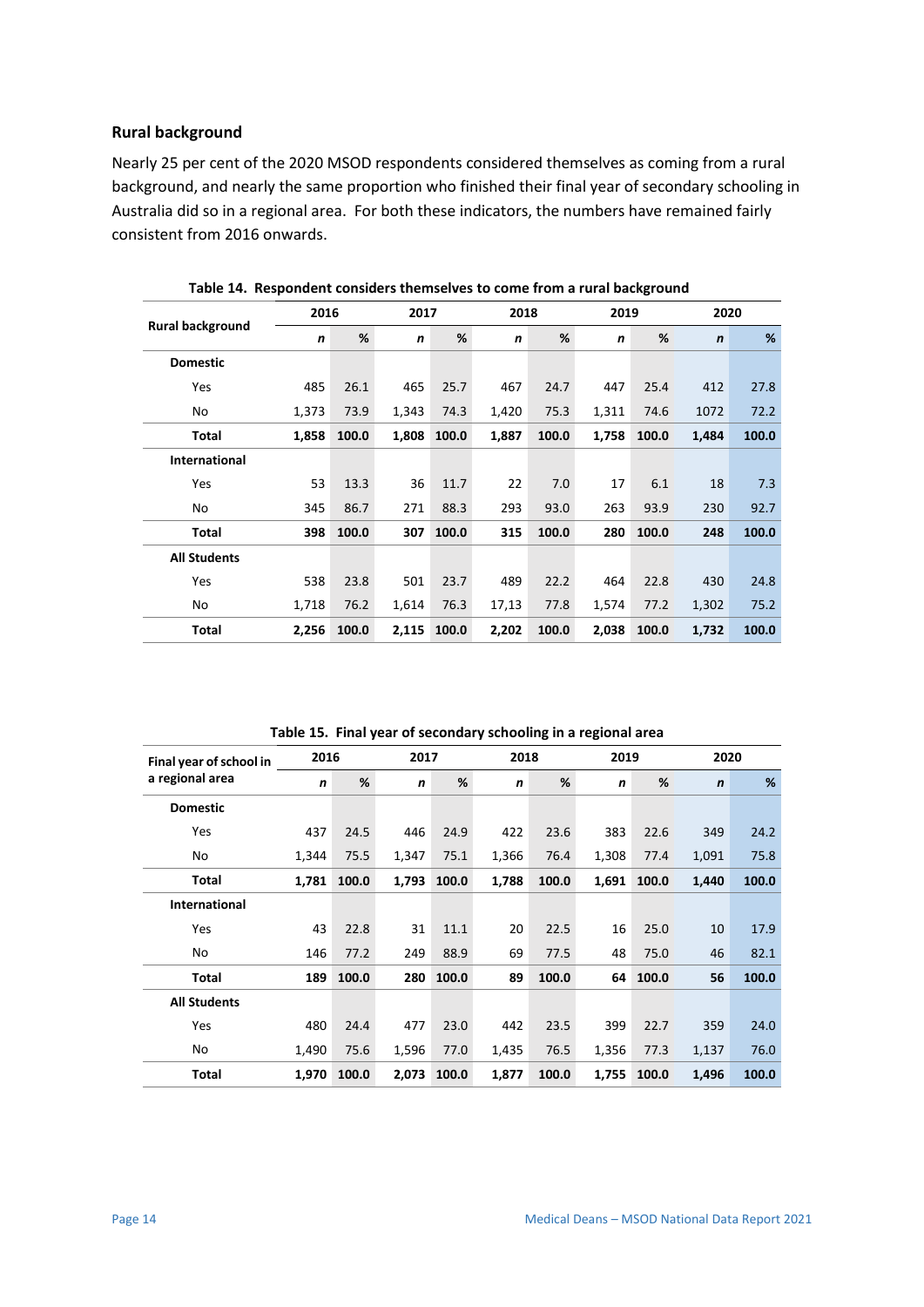### Rural background

Nearly 25 per cent of the 2020 MSOD respondents considered themselves as coming from a rural background, and nearly the same proportion who finished their final year of secondary schooling in Australia did so in a regional area. For both these indicators, the numbers have remained fairly consistent from 2016 onwards.

**Table 14. Respondent considers themselves to come from a rural background**

| Rural background | 2016 | | 2017 | | 2018 | | 2019 | | 2020 | |
|---|---|---|---|---|---|---|---|---|---|---|
| | *n* | % | *n* | % | *n* | % | *n* | % | *n* | % |
| **Domestic** | | | | | | | | | | |
| Yes | 485 | 26.1 | 465 | 25.7 | 467 | 24.7 | 447 | 25.4 | 412 | 27.8 |
| No | 1,373 | 73.9 | 1,343 | 74.3 | 1,420 | 75.3 | 1,311 | 74.6 | 1072 | 72.2 |
| **Total** | **1,858** | **100.0** | **1,808** | **100.0** | **1,887** | **100.0** | **1,758** | **100.0** | **1,484** | **100.0** |
| **International** | | | | | | | | | | |
| Yes | 53 | 13.3 | 36 | 11.7 | 22 | 7.0 | 17 | 6.1 | 18 | 7.3 |
| No | 345 | 86.7 | 271 | 88.3 | 293 | 93.0 | 263 | 93.9 | 230 | 92.7 |
| **Total** | **398** | **100.0** | **307** | **100.0** | **315** | **100.0** | **280** | **100.0** | **248** | **100.0** |
| **All Students** | | | | | | | | | | |
| Yes | 538 | 23.8 | 501 | 23.7 | 489 | 22.2 | 464 | 22.8 | 430 | 24.8 |
| No | 1,718 | 76.2 | 1,614 | 76.3 | 17,13 | 77.8 | 1,574 | 77.2 | 1,302 | 75.2 |
| **Total** | **2,256** | **100.0** | **2,115** | **100.0** | **2,202** | **100.0** | **2,038** | **100.0** | **1,732** | **100.0** |

**Table 15. Final year of secondary schooling in a regional area**

| Final year of school in a regional area | 2016 | | 2017 | | 2018 | | 2019 | | 2020 | |
|---|---|---|---|---|---|---|---|---|---|---|
| | *n* | % | *n* | % | *n* | % | *n* | % | *n* | % |
| **Domestic** | | | | | | | | | | |
| Yes | 437 | 24.5 | 446 | 24.9 | 422 | 23.6 | 383 | 22.6 | 349 | 24.2 |
| No | 1,344 | 75.5 | 1,347 | 75.1 | 1,366 | 76.4 | 1,308 | 77.4 | 1,091 | 75.8 |
| **Total** | **1,781** | **100.0** | **1,793** | **100.0** | **1,788** | **100.0** | **1,691** | **100.0** | **1,440** | **100.0** |
| **International** | | | | | | | | | | |
| Yes | 43 | 22.8 | 31 | 11.1 | 20 | 22.5 | 16 | 25.0 | 10 | 17.9 |
| No | 146 | 77.2 | 249 | 88.9 | 69 | 77.5 | 48 | 75.0 | 46 | 82.1 |
| **Total** | **189** | **100.0** | **280** | **100.0** | **89** | **100.0** | **64** | **100.0** | **56** | **100.0** |
| **All Students** | | | | | | | | | | |
| Yes | 480 | 24.4 | 477 | 23.0 | 442 | 23.5 | 399 | 22.7 | 359 | 24.0 |
| No | 1,490 | 75.6 | 1,596 | 77.0 | 1,435 | 76.5 | 1,356 | 77.3 | 1,137 | 76.0 |
| **Total** | **1,970** | **100.0** | **2,073** | **100.0** | **1,877** | **100.0** | **1,755** | **100.0** | **1,496** | **100.0** |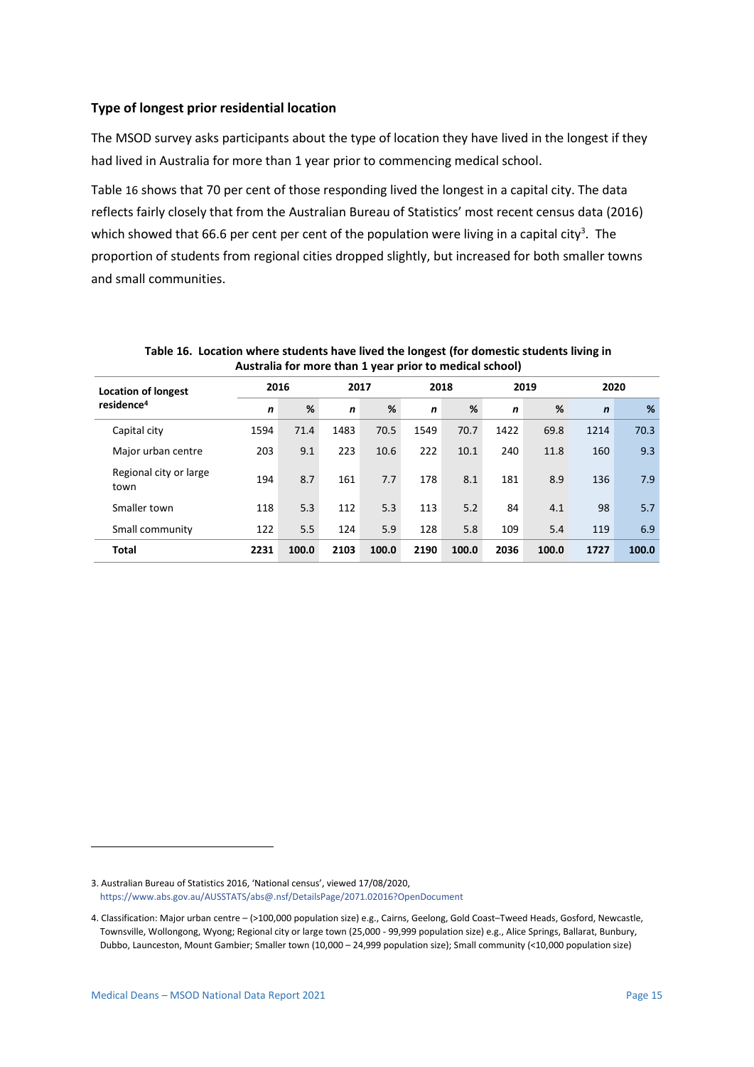### Type of longest prior residential location

The MSOD survey asks participants about the type of location they have lived in the longest if they had lived in Australia for more than 1 year prior to commencing medical school.

Table 16 shows that 70 per cent of those responding lived the longest in a capital city. The data reflects fairly closely that from the Australian Bureau of Statistics' most recent census data (2016) which showed that 66.6 per cent per cent of the population were living in a capital city[3]. The proportion of students from regional cities dropped slightly, but increased for both smaller towns and small communities.

**Table 16. Location where students have lived the longest (for domestic students living in Australia for more than 1 year prior to medical school)**

| Location of longest residence[4] | 2016 | | 2017 | | 2018 | | 2019 | | 2020 | |
|---|---|---|---|---|---|---|---|---|---|---|
| | *n* | % | *n* | % | *n* | % | *n* | % | *n* | % |
| Capital city | 1594 | 71.4 | 1483 | 70.5 | 1549 | 70.7 | 1422 | 69.8 | 1214 | 70.3 |
| Major urban centre | 203 | 9.1 | 223 | 10.6 | 222 | 10.1 | 240 | 11.8 | 160 | 9.3 |
| Regional city or large town | 194 | 8.7 | 161 | 7.7 | 178 | 8.1 | 181 | 8.9 | 136 | 7.9 |
| Smaller town | 118 | 5.3 | 112 | 5.3 | 113 | 5.2 | 84 | 4.1 | 98 | 5.7 |
| Small community | 122 | 5.5 | 124 | 5.9 | 128 | 5.8 | 109 | 5.4 | 119 | 6.9 |
| **Total** | **2231** | **100.0** | **2103** | **100.0** | **2190** | **100.0** | **2036** | **100.0** | **1727** | **100.0** |

3. Australian Bureau of Statistics 2016, 'National census', viewed 17/08/2020, https://www.abs.gov.au/AUSSTATS/abs@.nsf/DetailsPage/2071.02016?OpenDocument

4. Classification: Major urban centre – (>100,000 population size) e.g., Cairns, Geelong, Gold Coast–Tweed Heads, Gosford, Newcastle, Townsville, Wollongong, Wyong; Regional city or large town (25,000 - 99,999 population size) e.g., Alice Springs, Ballarat, Bunbury, Dubbo, Launceston, Mount Gambier; Smaller town (10,000 – 24,999 population size); Small community (<10,000 population size)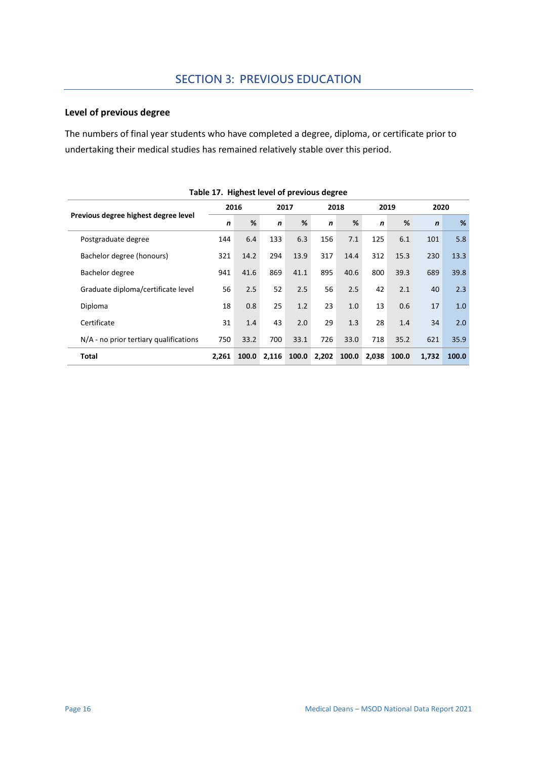# SECTION 3: PREVIOUS EDUCATION

## Level of previous degree

The numbers of final year students who have completed a degree, diploma, or certificate prior to undertaking their medical studies has remained relatively stable over this period.

**Table 17. Highest level of previous degree**

| Previous degree highest degree level | 2016 | | 2017 | | 2018 | | 2019 | | 2020 | |
|---|---|---|---|---|---|---|---|---|---|---|
| | *n* | % | *n* | % | *n* | % | *n* | % | *n* | % |
| Postgraduate degree | 144 | 6.4 | 133 | 6.3 | 156 | 7.1 | 125 | 6.1 | 101 | 5.8 |
| Bachelor degree (honours) | 321 | 14.2 | 294 | 13.9 | 317 | 14.4 | 312 | 15.3 | 230 | 13.3 |
| Bachelor degree | 941 | 41.6 | 869 | 41.1 | 895 | 40.6 | 800 | 39.3 | 689 | 39.8 |
| Graduate diploma/certificate level | 56 | 2.5 | 52 | 2.5 | 56 | 2.5 | 42 | 2.1 | 40 | 2.3 |
| Diploma | 18 | 0.8 | 25 | 1.2 | 23 | 1.0 | 13 | 0.6 | 17 | 1.0 |
| Certificate | 31 | 1.4 | 43 | 2.0 | 29 | 1.3 | 28 | 1.4 | 34 | 2.0 |
| N/A - no prior tertiary qualifications | 750 | 33.2 | 700 | 33.1 | 726 | 33.0 | 718 | 35.2 | 621 | 35.9 |
| **Total** | **2,261** | **100.0** | **2,116** | **100.0** | **2,202** | **100.0** | **2,038** | **100.0** | **1,732** | **100.0** |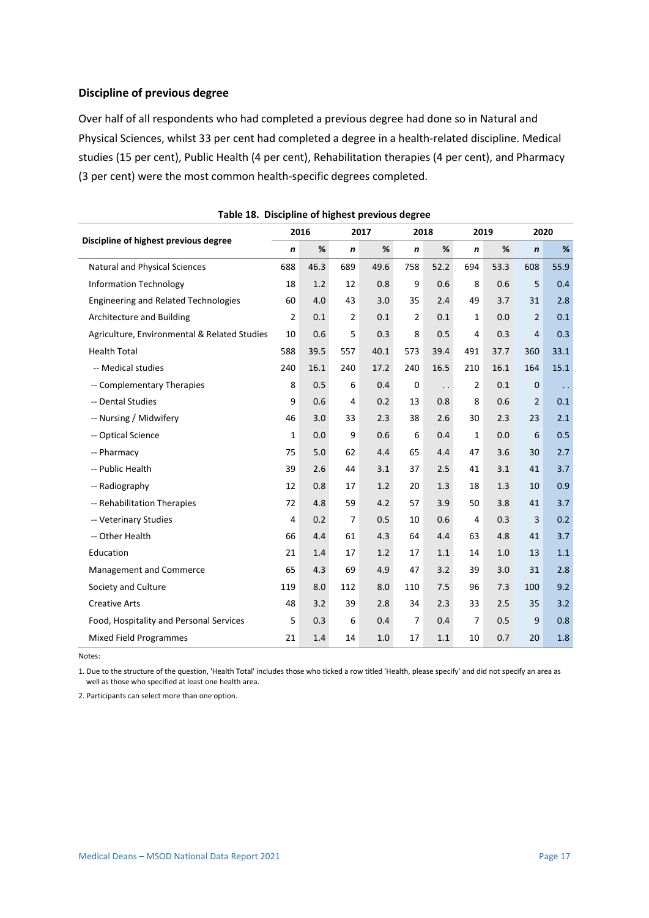### Discipline of previous degree

Over half of all respondents who had completed a previous degree had done so in Natural and Physical Sciences, whilst 33 per cent had completed a degree in a health-related discipline. Medical studies (15 per cent), Public Health (4 per cent), Rehabilitation therapies (4 per cent), and Pharmacy (3 per cent) were the most common health-specific degrees completed.

**Table 18. Discipline of highest previous degree**

| Discipline of highest previous degree | 2016 | | 2017 | | 2018 | | 2019 | | 2020 | |
|---|---|---|---|---|---|---|---|---|---|---|
| | *n* | % | *n* | % | *n* | % | *n* | % | *n* | % |
| Natural and Physical Sciences | 688 | 46.3 | 689 | 49.6 | 758 | 52.2 | 694 | 53.3 | 608 | 55.9 |
| Information Technology | 18 | 1.2 | 12 | 0.8 | 9 | 0.6 | 8 | 0.6 | 5 | 0.4 |
| Engineering and Related Technologies | 60 | 4.0 | 43 | 3.0 | 35 | 2.4 | 49 | 3.7 | 31 | 2.8 |
| Architecture and Building | 2 | 0.1 | 2 | 0.1 | 2 | 0.1 | 1 | 0.0 | 2 | 0.1 |
| Agriculture, Environmental & Related Studies | 10 | 0.6 | 5 | 0.3 | 8 | 0.5 | 4 | 0.3 | 4 | 0.3 |
| Health Total | 588 | 39.5 | 557 | 40.1 | 573 | 39.4 | 491 | 37.7 | 360 | 33.1 |
| -- Medical studies | 240 | 16.1 | 240 | 17.2 | 240 | 16.5 | 210 | 16.1 | 164 | 15.1 |
| -- Complementary Therapies | 8 | 0.5 | 6 | 0.4 | 0 | . . | 2 | 0.1 | 0 | . . |
| -- Dental Studies | 9 | 0.6 | 4 | 0.2 | 13 | 0.8 | 8 | 0.6 | 2 | 0.1 |
| -- Nursing / Midwifery | 46 | 3.0 | 33 | 2.3 | 38 | 2.6 | 30 | 2.3 | 23 | 2.1 |
| -- Optical Science | 1 | 0.0 | 9 | 0.6 | 6 | 0.4 | 1 | 0.0 | 6 | 0.5 |
| -- Pharmacy | 75 | 5.0 | 62 | 4.4 | 65 | 4.4 | 47 | 3.6 | 30 | 2.7 |
| -- Public Health | 39 | 2.6 | 44 | 3.1 | 37 | 2.5 | 41 | 3.1 | 41 | 3.7 |
| -- Radiography | 12 | 0.8 | 17 | 1.2 | 20 | 1.3 | 18 | 1.3 | 10 | 0.9 |
| -- Rehabilitation Therapies | 72 | 4.8 | 59 | 4.2 | 57 | 3.9 | 50 | 3.8 | 41 | 3.7 |
| -- Veterinary Studies | 4 | 0.2 | 7 | 0.5 | 10 | 0.6 | 4 | 0.3 | 3 | 0.2 |
| -- Other Health | 66 | 4.4 | 61 | 4.3 | 64 | 4.4 | 63 | 4.8 | 41 | 3.7 |
| Education | 21 | 1.4 | 17 | 1.2 | 17 | 1.1 | 14 | 1.0 | 13 | 1.1 |
| Management and Commerce | 65 | 4.3 | 69 | 4.9 | 47 | 3.2 | 39 | 3.0 | 31 | 2.8 |
| Society and Culture | 119 | 8.0 | 112 | 8.0 | 110 | 7.5 | 96 | 7.3 | 100 | 9.2 |
| Creative Arts | 48 | 3.2 | 39 | 2.8 | 34 | 2.3 | 33 | 2.5 | 35 | 3.2 |
| Food, Hospitality and Personal Services | 5 | 0.3 | 6 | 0.4 | 7 | 0.4 | 7 | 0.5 | 9 | 0.8 |
| Mixed Field Programmes | 21 | 1.4 | 14 | 1.0 | 17 | 1.1 | 10 | 0.7 | 20 | 1.8 |

Notes:

1. Due to the structure of the question, 'Health Total' includes those who ticked a row titled 'Health, please specify' and did not specify an area as well as those who specified at least one health area.

2. Participants can select more than one option.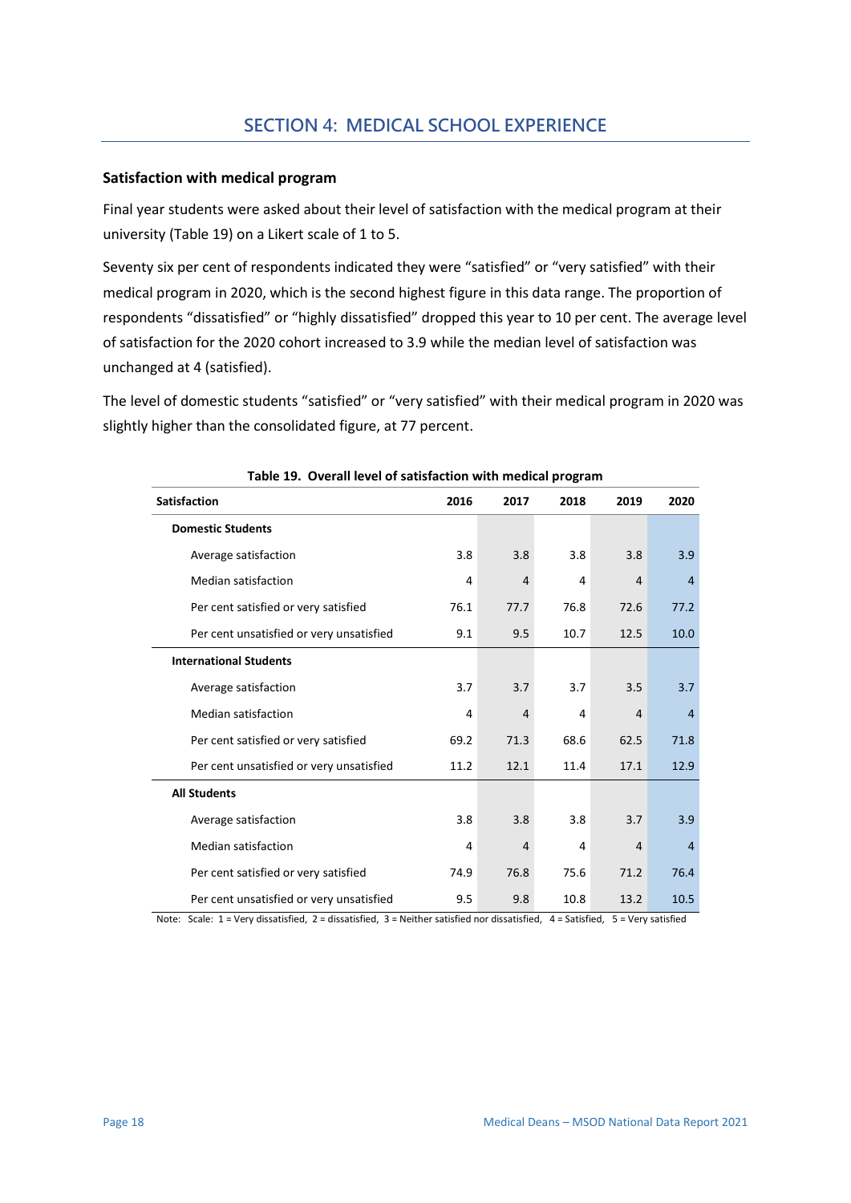# SECTION 4: MEDICAL SCHOOL EXPERIENCE

## Satisfaction with medical program

Final year students were asked about their level of satisfaction with the medical program at their university (Table 19) on a Likert scale of 1 to 5.

Seventy six per cent of respondents indicated they were "satisfied" or "very satisfied" with their medical program in 2020, which is the second highest figure in this data range. The proportion of respondents "dissatisfied" or "highly dissatisfied" dropped this year to 10 per cent. The average level of satisfaction for the 2020 cohort increased to 3.9 while the median level of satisfaction was unchanged at 4 (satisfied).

The level of domestic students "satisfied" or "very satisfied" with their medical program in 2020 was slightly higher than the consolidated figure, at 77 percent.

**Table 19. Overall level of satisfaction with medical program**

| Satisfaction | 2016 | 2017 | 2018 | 2019 | 2020 |
|---|---|---|---|---|---|
| **Domestic Students** | | | | | |
| Average satisfaction | 3.8 | 3.8 | 3.8 | 3.8 | 3.9 |
| Median satisfaction | 4 | 4 | 4 | 4 | 4 |
| Per cent satisfied or very satisfied | 76.1 | 77.7 | 76.8 | 72.6 | 77.2 |
| Per cent unsatisfied or very unsatisfied | 9.1 | 9.5 | 10.7 | 12.5 | 10.0 |
| **International Students** | | | | | |
| Average satisfaction | 3.7 | 3.7 | 3.7 | 3.5 | 3.7 |
| Median satisfaction | 4 | 4 | 4 | 4 | 4 |
| Per cent satisfied or very satisfied | 69.2 | 71.3 | 68.6 | 62.5 | 71.8 |
| Per cent unsatisfied or very unsatisfied | 11.2 | 12.1 | 11.4 | 17.1 | 12.9 |
| **All Students** | | | | | |
| Average satisfaction | 3.8 | 3.8 | 3.8 | 3.7 | 3.9 |
| Median satisfaction | 4 | 4 | 4 | 4 | 4 |
| Per cent satisfied or very satisfied | 74.9 | 76.8 | 75.6 | 71.2 | 76.4 |
| Per cent unsatisfied or very unsatisfied | 9.5 | 9.8 | 10.8 | 13.2 | 10.5 |

Note: Scale: 1 = Very dissatisfied, 2 = dissatisfied, 3 = Neither satisfied nor dissatisfied, 4 = Satisfied, 5 = Very satisfied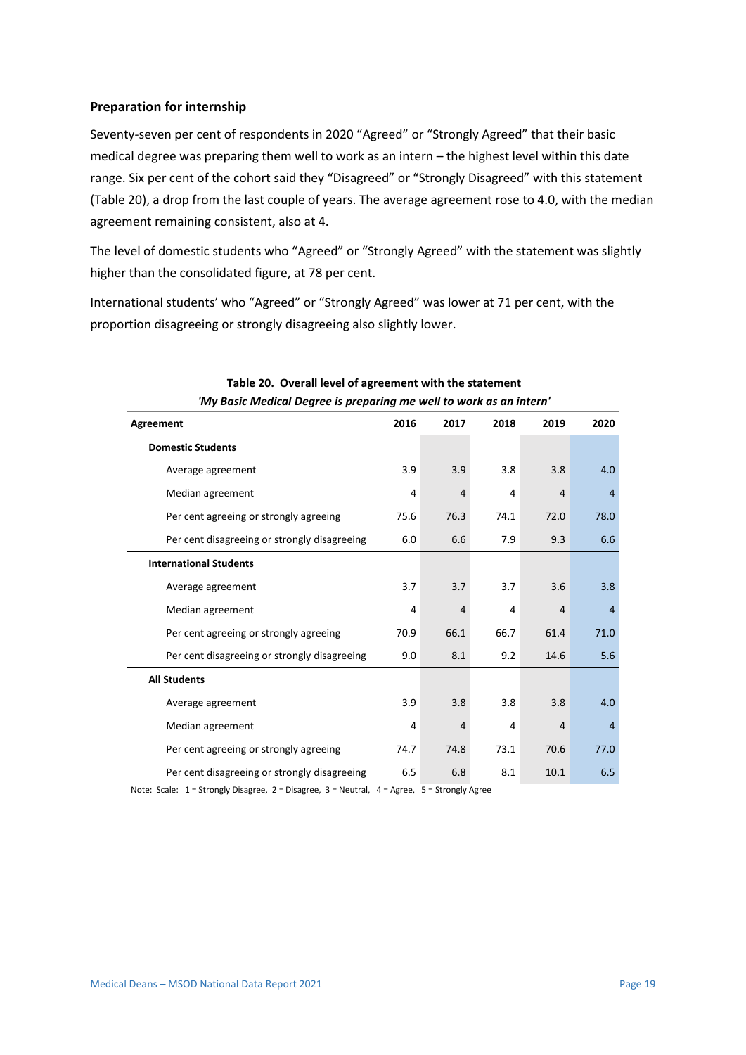### Preparation for internship

Seventy-seven per cent of respondents in 2020 “Agreed” or “Strongly Agreed” that their basic medical degree was preparing them well to work as an intern – the highest level within this date range. Six per cent of the cohort said they “Disagreed” or “Strongly Disagreed” with this statement (Table 20), a drop from the last couple of years. The average agreement rose to 4.0, with the median agreement remaining consistent, also at 4.

The level of domestic students who “Agreed” or “Strongly Agreed” with the statement was slightly higher than the consolidated figure, at 78 per cent.

International students’ who “Agreed” or “Strongly Agreed” was lower at 71 per cent, with the proportion disagreeing or strongly disagreeing also slightly lower.

**Table 20. Overall level of agreement with the statement**
***'My Basic Medical Degree is preparing me well to work as an intern'***

| Agreement | 2016 | 2017 | 2018 | 2019 | 2020 |
|---|---|---|---|---|---|
| **Domestic Students** | | | | | |
| Average agreement | 3.9 | 3.9 | 3.8 | 3.8 | 4.0 |
| Median agreement | 4 | 4 | 4 | 4 | 4 |
| Per cent agreeing or strongly agreeing | 75.6 | 76.3 | 74.1 | 72.0 | 78.0 |
| Per cent disagreeing or strongly disagreeing | 6.0 | 6.6 | 7.9 | 9.3 | 6.6 |
| **International Students** | | | | | |
| Average agreement | 3.7 | 3.7 | 3.7 | 3.6 | 3.8 |
| Median agreement | 4 | 4 | 4 | 4 | 4 |
| Per cent agreeing or strongly agreeing | 70.9 | 66.1 | 66.7 | 61.4 | 71.0 |
| Per cent disagreeing or strongly disagreeing | 9.0 | 8.1 | 9.2 | 14.6 | 5.6 |
| **All Students** | | | | | |
| Average agreement | 3.9 | 3.8 | 3.8 | 3.8 | 4.0 |
| Median agreement | 4 | 4 | 4 | 4 | 4 |
| Per cent agreeing or strongly agreeing | 74.7 | 74.8 | 73.1 | 70.6 | 77.0 |
| Per cent disagreeing or strongly disagreeing | 6.5 | 6.8 | 8.1 | 10.1 | 6.5 |

Note: Scale: 1 = Strongly Disagree, 2 = Disagree, 3 = Neutral, 4 = Agree, 5 = Strongly Agree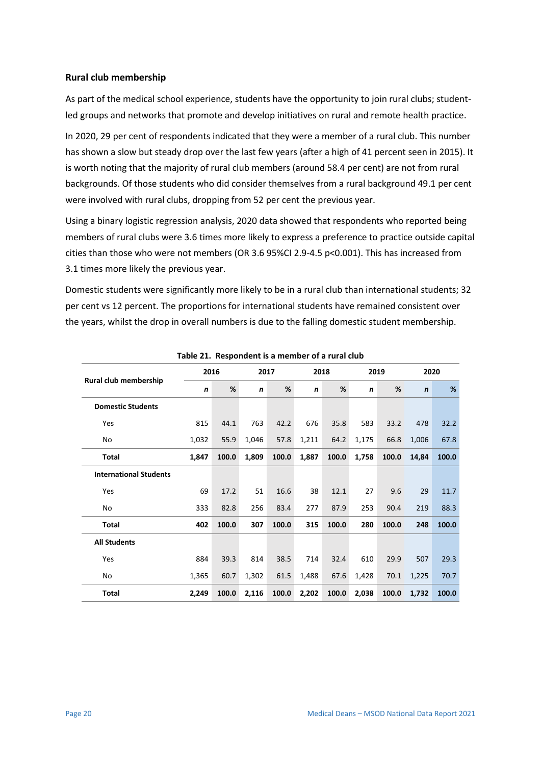## Rural club membership

As part of the medical school experience, students have the opportunity to join rural clubs; student-led groups and networks that promote and develop initiatives on rural and remote health practice.

In 2020, 29 per cent of respondents indicated that they were a member of a rural club. This number has shown a slow but steady drop over the last few years (after a high of 41 percent seen in 2015). It is worth noting that the majority of rural club members (around 58.4 per cent) are not from rural backgrounds. Of those students who did consider themselves from a rural background 49.1 per cent were involved with rural clubs, dropping from 52 per cent the previous year.

Using a binary logistic regression analysis, 2020 data showed that respondents who reported being members of rural clubs were 3.6 times more likely to express a preference to practice outside capital cities than those who were not members (OR 3.6 95%CI 2.9-4.5 $p<0.001$). This has increased from 3.1 times more likely the previous year.

Domestic students were significantly more likely to be in a rural club than international students; 32 per cent vs 12 percent. The proportions for international students have remained consistent over the years, whilst the drop in overall numbers is due to the falling domestic student membership.

**Table 21. Respondent is a member of a rural club**

| Rural club membership | 2016 | | 2017 | | 2018 | | 2019 | | 2020 | |
|---|---|---|---|---|---|---|---|---|---|---|
| | *n* | % | *n* | % | *n* | % | *n* | % | *n* | % |
| **Domestic Students** | | | | | | | | | | |
| Yes | 815 | 44.1 | 763 | 42.2 | 676 | 35.8 | 583 | 33.2 | 478 | 32.2 |
| No | 1,032 | 55.9 | 1,046 | 57.8 | 1,211 | 64.2 | 1,175 | 66.8 | 1,006 | 67.8 |
| **Total** | **1,847** | **100.0** | **1,809** | **100.0** | **1,887** | **100.0** | **1,758** | **100.0** | **14,84** | **100.0** |
| **International Students** | | | | | | | | | | |
| Yes | 69 | 17.2 | 51 | 16.6 | 38 | 12.1 | 27 | 9.6 | 29 | 11.7 |
| No | 333 | 82.8 | 256 | 83.4 | 277 | 87.9 | 253 | 90.4 | 219 | 88.3 |
| **Total** | **402** | **100.0** | **307** | **100.0** | **315** | **100.0** | **280** | **100.0** | **248** | **100.0** |
| **All Students** | | | | | | | | | | |
| Yes | 884 | 39.3 | 814 | 38.5 | 714 | 32.4 | 610 | 29.9 | 507 | 29.3 |
| No | 1,365 | 60.7 | 1,302 | 61.5 | 1,488 | 67.6 | 1,428 | 70.1 | 1,225 | 70.7 |
| **Total** | **2,249** | **100.0** | **2,116** | **100.0** | **2,202** | **100.0** | **2,038** | **100.0** | **1,732** | **100.0** |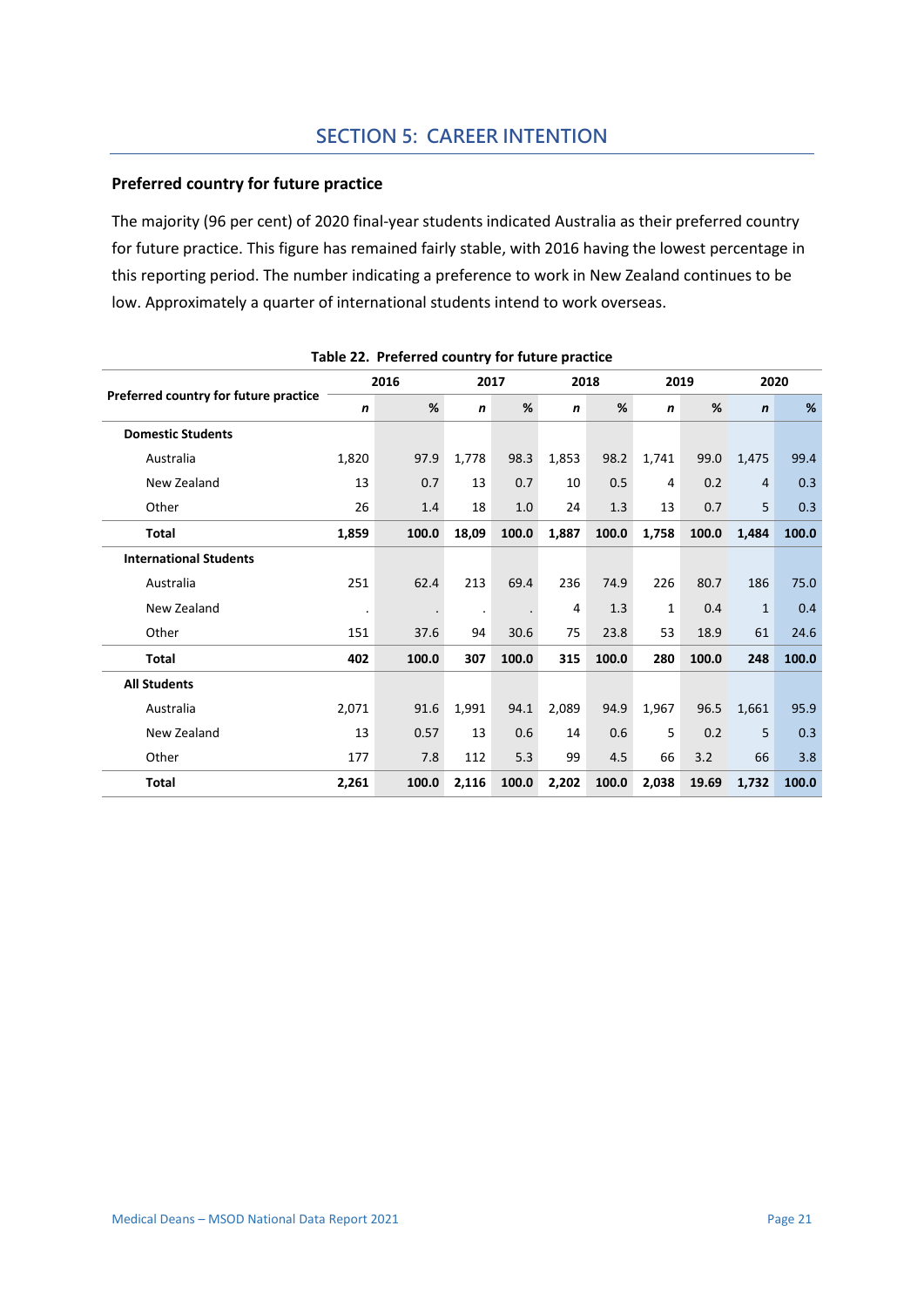## SECTION 5: CAREER INTENTION

### Preferred country for future practice

The majority (96 per cent) of 2020 final-year students indicated Australia as their preferred country for future practice. This figure has remained fairly stable, with 2016 having the lowest percentage in this reporting period. The number indicating a preference to work in New Zealand continues to be low. Approximately a quarter of international students intend to work overseas.

**Table 22. Preferred country for future practice**

| Preferred country for future practice | 2016 | | 2017 | | 2018 | | 2019 | | 2020 | |
|---|---|---|---|---|---|---|---|---|---|---|
| | *n* | % | *n* | % | *n* | % | *n* | % | *n* | % |
| **Domestic Students** | | | | | | | | | | |
| Australia | 1,820 | 97.9 | 1,778 | 98.3 | 1,853 | 98.2 | 1,741 | 99.0 | 1,475 | 99.4 |
| New Zealand | 13 | 0.7 | 13 | 0.7 | 10 | 0.5 | 4 | 0.2 | 4 | 0.3 |
| Other | 26 | 1.4 | 18 | 1.0 | 24 | 1.3 | 13 | 0.7 | 5 | 0.3 |
| **Total** | **1,859** | **100.0** | **18,09** | **100.0** | **1,887** | **100.0** | **1,758** | **100.0** | **1,484** | **100.0** |
| **International Students** | | | | | | | | | | |
| Australia | 251 | 62.4 | 213 | 69.4 | 236 | 74.9 | 226 | 80.7 | 186 | 75.0 |
| New Zealand | . | . | . | . | 4 | 1.3 | 1 | 0.4 | 1 | 0.4 |
| Other | 151 | 37.6 | 94 | 30.6 | 75 | 23.8 | 53 | 18.9 | 61 | 24.6 |
| **Total** | **402** | **100.0** | **307** | **100.0** | **315** | **100.0** | **280** | **100.0** | **248** | **100.0** |
| **All Students** | | | | | | | | | | |
| Australia | 2,071 | 91.6 | 1,991 | 94.1 | 2,089 | 94.9 | 1,967 | 96.5 | 1,661 | 95.9 |
| New Zealand | 13 | 0.57 | 13 | 0.6 | 14 | 0.6 | 5 | 0.2 | 5 | 0.3 |
| Other | 177 | 7.8 | 112 | 5.3 | 99 | 4.5 | 66 | 3.2 | 66 | 3.8 |
| **Total** | **2,261** | **100.0** | **2,116** | **100.0** | **2,202** | **100.0** | **2,038** | **19.69** | **1,732** | **100.0** |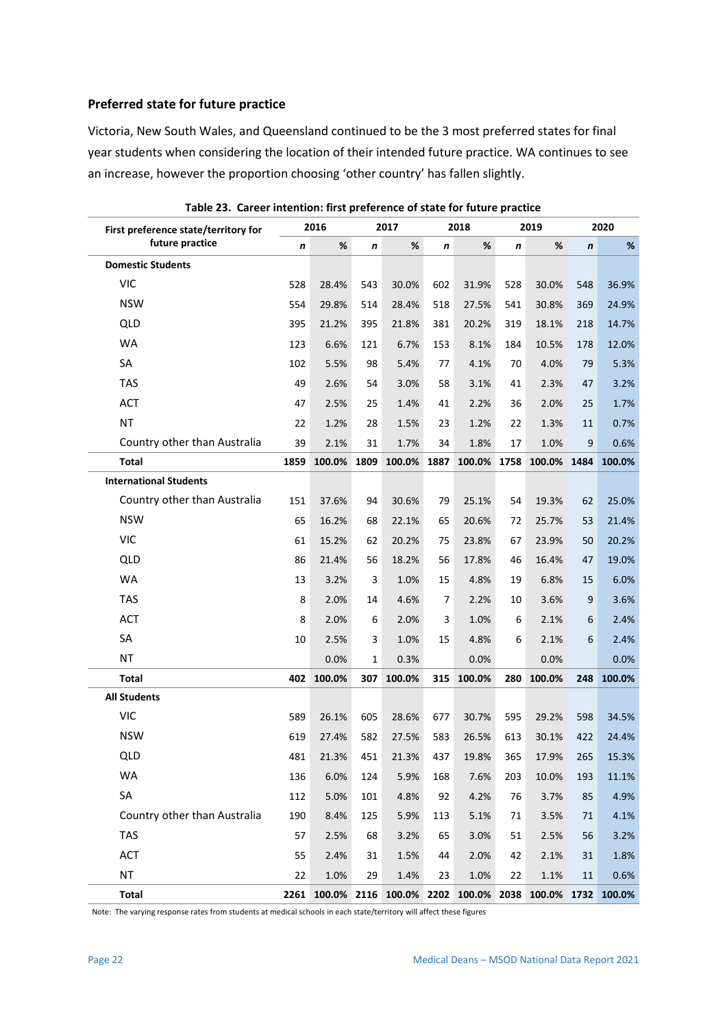### Preferred state for future practice

Victoria, New South Wales, and Queensland continued to be the 3 most preferred states for final year students when considering the location of their intended future practice. WA continues to see an increase, however the proportion choosing 'other country' has fallen slightly.

**Table 23. Career intention: first preference of state for future practice**

| First preference state/territory for future practice | 2016 | | 2017 | | 2018 | | 2019 | | 2020 | |
|---|---|---|---|---|---|---|---|---|---|---|
| | *n* | % | *n* | % | *n* | % | *n* | % | *n* | % |
| **Domestic Students** | | | | | | | | | | |
| VIC | 528 | 28.4% | 543 | 30.0% | 602 | 31.9% | 528 | 30.0% | 548 | 36.9% |
| NSW | 554 | 29.8% | 514 | 28.4% | 518 | 27.5% | 541 | 30.8% | 369 | 24.9% |
| QLD | 395 | 21.2% | 395 | 21.8% | 381 | 20.2% | 319 | 18.1% | 218 | 14.7% |
| WA | 123 | 6.6% | 121 | 6.7% | 153 | 8.1% | 184 | 10.5% | 178 | 12.0% |
| SA | 102 | 5.5% | 98 | 5.4% | 77 | 4.1% | 70 | 4.0% | 79 | 5.3% |
| TAS | 49 | 2.6% | 54 | 3.0% | 58 | 3.1% | 41 | 2.3% | 47 | 3.2% |
| ACT | 47 | 2.5% | 25 | 1.4% | 41 | 2.2% | 36 | 2.0% | 25 | 1.7% |
| NT | 22 | 1.2% | 28 | 1.5% | 23 | 1.2% | 22 | 1.3% | 11 | 0.7% |
| Country other than Australia | 39 | 2.1% | 31 | 1.7% | 34 | 1.8% | 17 | 1.0% | 9 | 0.6% |
| **Total** | **1859** | **100.0%** | **1809** | **100.0%** | **1887** | **100.0%** | **1758** | **100.0%** | **1484** | **100.0%** |
| **International Students** | | | | | | | | | | |
| Country other than Australia | 151 | 37.6% | 94 | 30.6% | 79 | 25.1% | 54 | 19.3% | 62 | 25.0% |
| NSW | 65 | 16.2% | 68 | 22.1% | 65 | 20.6% | 72 | 25.7% | 53 | 21.4% |
| VIC | 61 | 15.2% | 62 | 20.2% | 75 | 23.8% | 67 | 23.9% | 50 | 20.2% |
| QLD | 86 | 21.4% | 56 | 18.2% | 56 | 17.8% | 46 | 16.4% | 47 | 19.0% |
| WA | 13 | 3.2% | 3 | 1.0% | 15 | 4.8% | 19 | 6.8% | 15 | 6.0% |
| TAS | 8 | 2.0% | 14 | 4.6% | 7 | 2.2% | 10 | 3.6% | 9 | 3.6% |
| ACT | 8 | 2.0% | 6 | 2.0% | 3 | 1.0% | 6 | 2.1% | 6 | 2.4% |
| SA | 10 | 2.5% | 3 | 1.0% | 15 | 4.8% | 6 | 2.1% | 6 | 2.4% |
| NT | | 0.0% | 1 | 0.3% | | 0.0% | | 0.0% | | 0.0% |
| **Total** | **402** | **100.0%** | **307** | **100.0%** | **315** | **100.0%** | **280** | **100.0%** | **248** | **100.0%** |
| **All Students** | | | | | | | | | | |
| VIC | 589 | 26.1% | 605 | 28.6% | 677 | 30.7% | 595 | 29.2% | 598 | 34.5% |
| NSW | 619 | 27.4% | 582 | 27.5% | 583 | 26.5% | 613 | 30.1% | 422 | 24.4% |
| QLD | 481 | 21.3% | 451 | 21.3% | 437 | 19.8% | 365 | 17.9% | 265 | 15.3% |
| WA | 136 | 6.0% | 124 | 5.9% | 168 | 7.6% | 203 | 10.0% | 193 | 11.1% |
| SA | 112 | 5.0% | 101 | 4.8% | 92 | 4.2% | 76 | 3.7% | 85 | 4.9% |
| Country other than Australia | 190 | 8.4% | 125 | 5.9% | 113 | 5.1% | 71 | 3.5% | 71 | 4.1% |
| TAS | 57 | 2.5% | 68 | 3.2% | 65 | 3.0% | 51 | 2.5% | 56 | 3.2% |
| ACT | 55 | 2.4% | 31 | 1.5% | 44 | 2.0% | 42 | 2.1% | 31 | 1.8% |
| NT | 22 | 1.0% | 29 | 1.4% | 23 | 1.0% | 22 | 1.1% | 11 | 0.6% |
| **Total** | **2261** | **100.0%** | **2116** | **100.0%** | **2202** | **100.0%** | **2038** | **100.0%** | **1732** | **100.0%** |

Note: The varying response rates from students at medical schools in each state/territory will affect these figures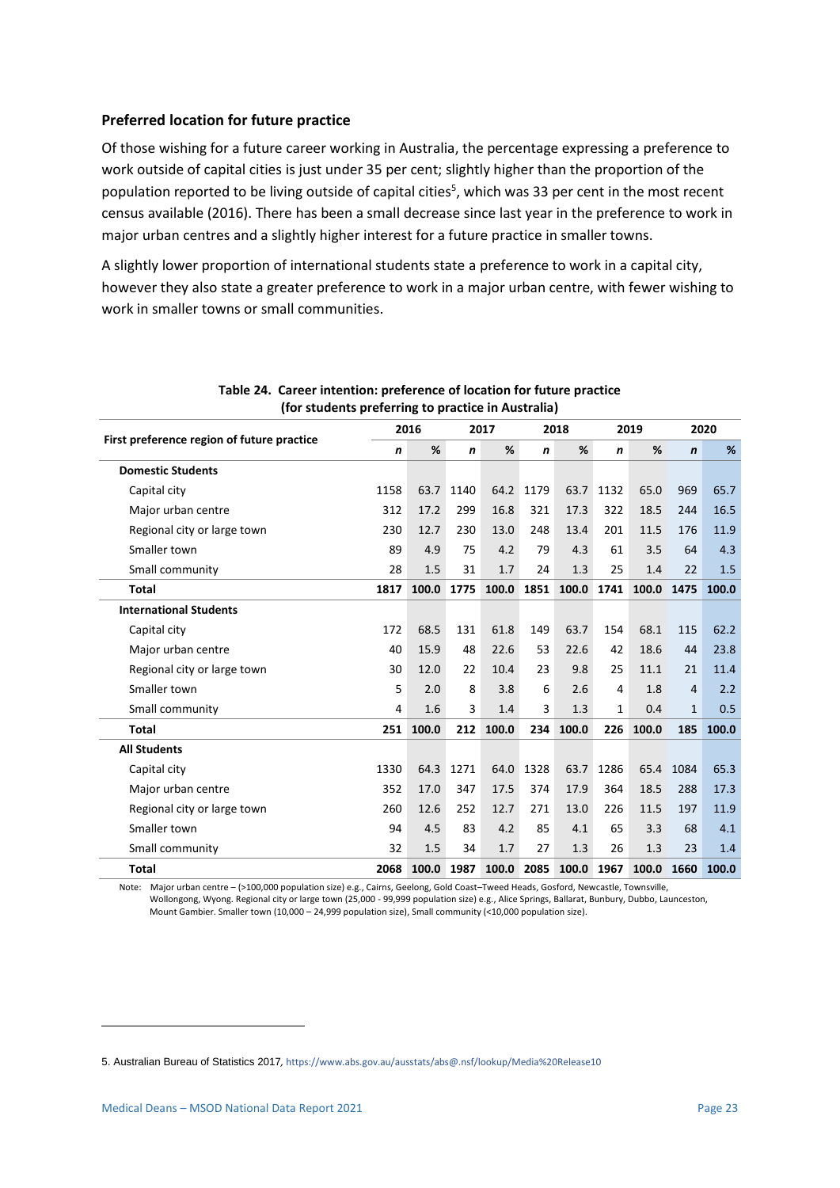### Preferred location for future practice

Of those wishing for a future career working in Australia, the percentage expressing a preference to work outside of capital cities is just under 35 per cent; slightly higher than the proportion of the population reported to be living outside of capital cities[5], which was 33 per cent in the most recent census available (2016). There has been a small decrease since last year in the preference to work in major urban centres and a slightly higher interest for a future practice in smaller towns.

A slightly lower proportion of international students state a preference to work in a capital city, however they also state a greater preference to work in a major urban centre, with fewer wishing to work in smaller towns or small communities.

**Table 24. Career intention: preference of location for future practice (for students preferring to practice in Australia)**

| First preference region of future practice | 2016 | | 2017 | | 2018 | | 2019 | | 2020 | |
|---|---|---|---|---|---|---|---|---|---|---|
| | *n* | % | *n* | % | *n* | % | *n* | % | *n* | % |
| **Domestic Students** | | | | | | | | | | |
| Capital city | 1158 | 63.7 | 1140 | 64.2 | 1179 | 63.7 | 1132 | 65.0 | 969 | 65.7 |
| Major urban centre | 312 | 17.2 | 299 | 16.8 | 321 | 17.3 | 322 | 18.5 | 244 | 16.5 |
| Regional city or large town | 230 | 12.7 | 230 | 13.0 | 248 | 13.4 | 201 | 11.5 | 176 | 11.9 |
| Smaller town | 89 | 4.9 | 75 | 4.2 | 79 | 4.3 | 61 | 3.5 | 64 | 4.3 |
| Small community | 28 | 1.5 | 31 | 1.7 | 24 | 1.3 | 25 | 1.4 | 22 | 1.5 |
| **Total** | **1817** | **100.0** | **1775** | **100.0** | **1851** | **100.0** | **1741** | **100.0** | **1475** | **100.0** |
| **International Students** | | | | | | | | | | |
| Capital city | 172 | 68.5 | 131 | 61.8 | 149 | 63.7 | 154 | 68.1 | 115 | 62.2 |
| Major urban centre | 40 | 15.9 | 48 | 22.6 | 53 | 22.6 | 42 | 18.6 | 44 | 23.8 |
| Regional city or large town | 30 | 12.0 | 22 | 10.4 | 23 | 9.8 | 25 | 11.1 | 21 | 11.4 |
| Smaller town | 5 | 2.0 | 8 | 3.8 | 6 | 2.6 | 4 | 1.8 | 4 | 2.2 |
| Small community | 4 | 1.6 | 3 | 1.4 | 3 | 1.3 | 1 | 0.4 | 1 | 0.5 |
| **Total** | **251** | **100.0** | **212** | **100.0** | **234** | **100.0** | **226** | **100.0** | **185** | **100.0** |
| **All Students** | | | | | | | | | | |
| Capital city | 1330 | 64.3 | 1271 | 64.0 | 1328 | 63.7 | 1286 | 65.4 | 1084 | 65.3 |
| Major urban centre | 352 | 17.0 | 347 | 17.5 | 374 | 17.9 | 364 | 18.5 | 288 | 17.3 |
| Regional city or large town | 260 | 12.6 | 252 | 12.7 | 271 | 13.0 | 226 | 11.5 | 197 | 11.9 |
| Smaller town | 94 | 4.5 | 83 | 4.2 | 85 | 4.1 | 65 | 3.3 | 68 | 4.1 |
| Small community | 32 | 1.5 | 34 | 1.7 | 27 | 1.3 | 26 | 1.3 | 23 | 1.4 |
| **Total** | **2068** | **100.0** | **1987** | **100.0** | **2085** | **100.0** | **1967** | **100.0** | **1660** | **100.0** |

Note: Major urban centre – (>100,000 population size) e.g., Cairns, Geelong, Gold Coast–Tweed Heads, Gosford, Newcastle, Townsville, Wollongong, Wyong. Regional city or large town (25,000 - 99,999 population size) e.g., Alice Springs, Ballarat, Bunbury, Dubbo, Launceston, Mount Gambier. Smaller town (10,000 – 24,999 population size), Small community (<10,000 population size).

5. Australian Bureau of Statistics 2017, https://www.abs.gov.au/ausstats/abs@.nsf/lookup/Media%20Release10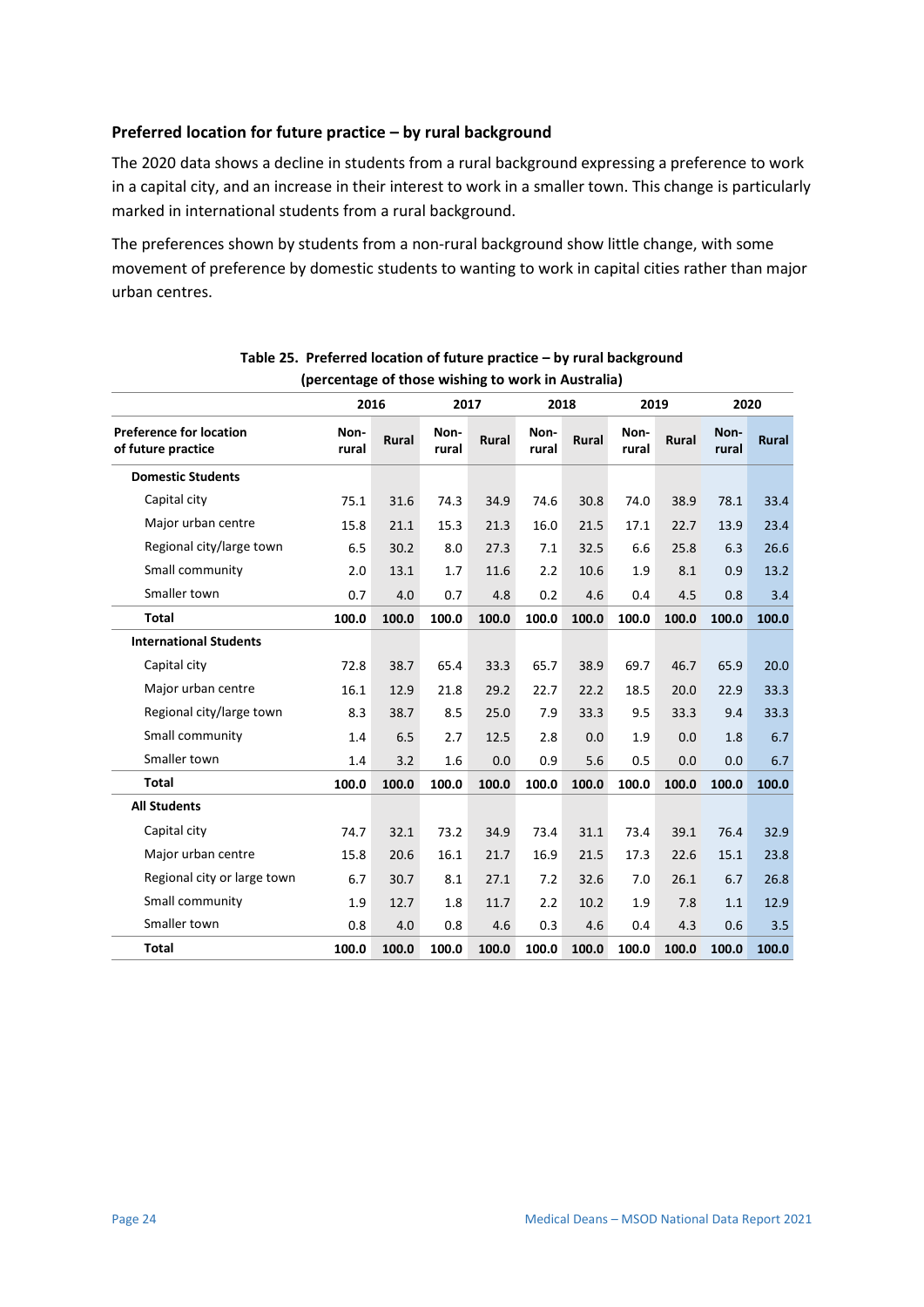### Preferred location for future practice – by rural background

The 2020 data shows a decline in students from a rural background expressing a preference to work in a capital city, and an increase in their interest to work in a smaller town. This change is particularly marked in international students from a rural background.

The preferences shown by students from a non-rural background show little change, with some movement of preference by domestic students to wanting to work in capital cities rather than major urban centres.

**Table 25. Preferred location of future practice – by rural background (percentage of those wishing to work in Australia)**

| | 2016 | | 2017 | | 2018 | | 2019 | | 2020 | |
|---|---|---|---|---|---|---|---|---|---|---|
| **Preference for location of future practice** | **Non-rural** | **Rural** | **Non-rural** | **Rural** | **Non-rural** | **Rural** | **Non-rural** | **Rural** | **Non-rural** | **Rural** |
| **Domestic Students** | | | | | | | | | | |
| Capital city | 75.1 | 31.6 | 74.3 | 34.9 | 74.6 | 30.8 | 74.0 | 38.9 | 78.1 | 33.4 |
| Major urban centre | 15.8 | 21.1 | 15.3 | 21.3 | 16.0 | 21.5 | 17.1 | 22.7 | 13.9 | 23.4 |
| Regional city/large town | 6.5 | 30.2 | 8.0 | 27.3 | 7.1 | 32.5 | 6.6 | 25.8 | 6.3 | 26.6 |
| Small community | 2.0 | 13.1 | 1.7 | 11.6 | 2.2 | 10.6 | 1.9 | 8.1 | 0.9 | 13.2 |
| Smaller town | 0.7 | 4.0 | 0.7 | 4.8 | 0.2 | 4.6 | 0.4 | 4.5 | 0.8 | 3.4 |
| **Total** | **100.0** | **100.0** | **100.0** | **100.0** | **100.0** | **100.0** | **100.0** | **100.0** | **100.0** | **100.0** |
| **International Students** | | | | | | | | | | |
| Capital city | 72.8 | 38.7 | 65.4 | 33.3 | 65.7 | 38.9 | 69.7 | 46.7 | 65.9 | 20.0 |
| Major urban centre | 16.1 | 12.9 | 21.8 | 29.2 | 22.7 | 22.2 | 18.5 | 20.0 | 22.9 | 33.3 |
| Regional city/large town | 8.3 | 38.7 | 8.5 | 25.0 | 7.9 | 33.3 | 9.5 | 33.3 | 9.4 | 33.3 |
| Small community | 1.4 | 6.5 | 2.7 | 12.5 | 2.8 | 0.0 | 1.9 | 0.0 | 1.8 | 6.7 |
| Smaller town | 1.4 | 3.2 | 1.6 | 0.0 | 0.9 | 5.6 | 0.5 | 0.0 | 0.0 | 6.7 |
| **Total** | **100.0** | **100.0** | **100.0** | **100.0** | **100.0** | **100.0** | **100.0** | **100.0** | **100.0** | **100.0** |
| **All Students** | | | | | | | | | | |
| Capital city | 74.7 | 32.1 | 73.2 | 34.9 | 73.4 | 31.1 | 73.4 | 39.1 | 76.4 | 32.9 |
| Major urban centre | 15.8 | 20.6 | 16.1 | 21.7 | 16.9 | 21.5 | 17.3 | 22.6 | 15.1 | 23.8 |
| Regional city or large town | 6.7 | 30.7 | 8.1 | 27.1 | 7.2 | 32.6 | 7.0 | 26.1 | 6.7 | 26.8 |
| Small community | 1.9 | 12.7 | 1.8 | 11.7 | 2.2 | 10.2 | 1.9 | 7.8 | 1.1 | 12.9 |
| Smaller town | 0.8 | 4.0 | 0.8 | 4.6 | 0.3 | 4.6 | 0.4 | 4.3 | 0.6 | 3.5 |
| **Total** | **100.0** | **100.0** | **100.0** | **100.0** | **100.0** | **100.0** | **100.0** | **100.0** | **100.0** | **100.0** |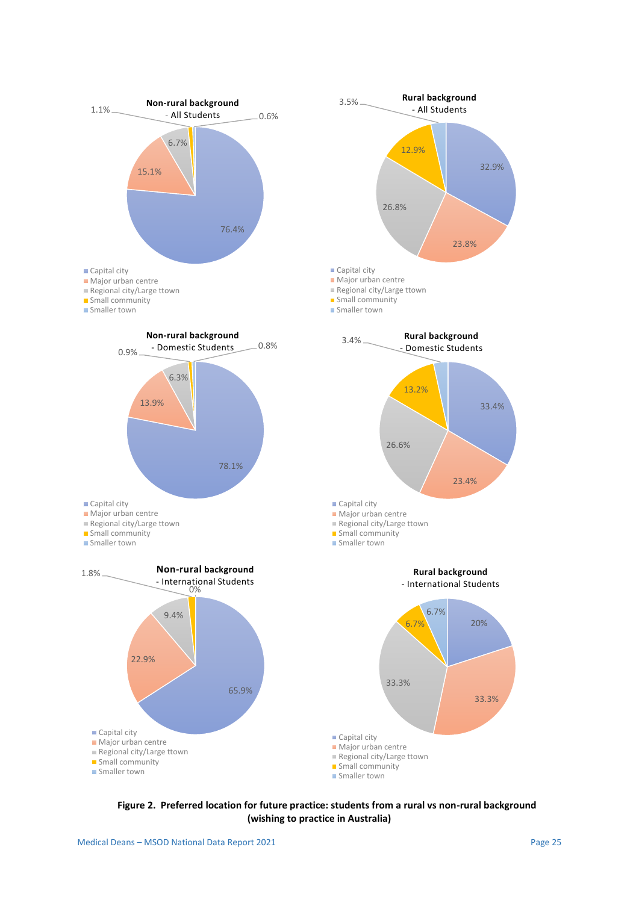**Non-rural background - All Students**

| Location | % |
| --- | --- |
| Capital city | 76.4% |
| Major urban centre | 15.1% |
| Regional city/Large ttown | 6.7% |
| Small community | 1.1% |
| Smaller town | 0.6% |

**Rural background - All Students**

| Location | % |
| --- | --- |
| Capital city | 32.9% |
| Major urban centre | 23.8% |
| Regional city/Large ttown | 26.8% |
| Small community | 12.9% |
| Smaller town | 3.5% |

**Non-rural background - Domestic Students**

| Location | % |
| --- | --- |
| Capital city | 78.1% |
| Major urban centre | 13.9% |
| Regional city/Large ttown | 6.3% |
| Small community | 0.9% |
| Smaller town | 0.8% |

**Rural background - Domestic Students**

| Location | % |
| --- | --- |
| Capital city | 33.4% |
| Major urban centre | 23.4% |
| Regional city/Large ttown | 26.6% |
| Small community | 13.2% |
| Smaller town | 3.4% |

**Non-rural background - International Students**

| Location | % |
| --- | --- |
| Capital city | 65.9% |
| Major urban centre | 22.9% |
| Regional city/Large ttown | 9.4% |
| Small community | 1.8% |
| Smaller town | 0% |

**Rural background - International Students**

| Location | % |
| --- | --- |
| Capital city | 20% |
| Major urban centre | 33.3% |
| Regional city/Large ttown | 33.3% |
| Small community | 6.7% |
| Smaller town | 6.7% |

**Figure 2. Preferred location for future practice: students from a rural vs non-rural background (wishing to practice in Australia)**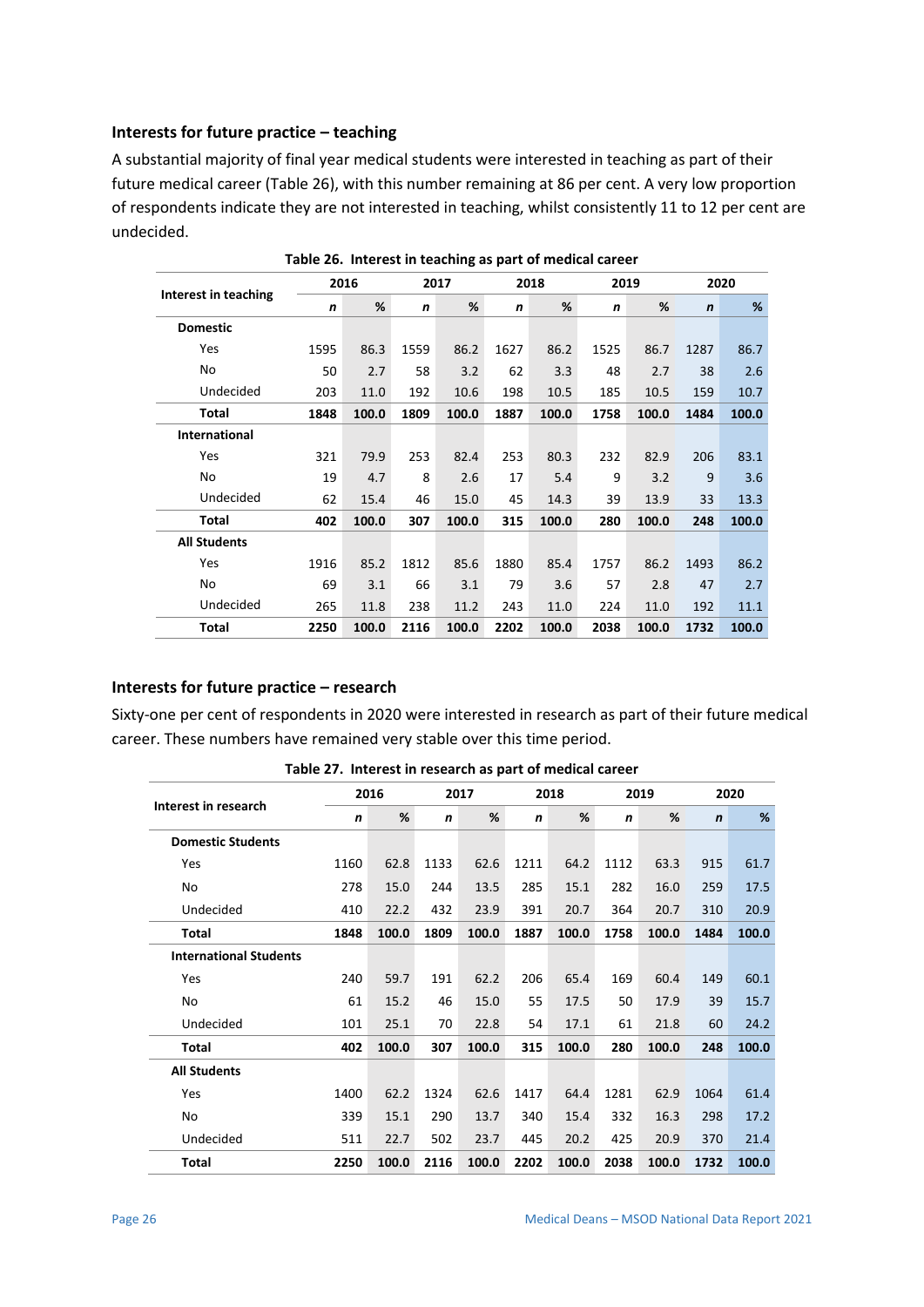### Interests for future practice – teaching

A substantial majority of final year medical students were interested in teaching as part of their future medical career (Table 26), with this number remaining at 86 per cent. A very low proportion of respondents indicate they are not interested in teaching, whilst consistently 11 to 12 per cent are undecided.

**Table 26. Interest in teaching as part of medical career**

| Interest in teaching | 2016 | | 2017 | | 2018 | | 2019 | | 2020 | |
|---|---|---|---|---|---|---|---|---|---|---|
| | *n* | % | *n* | % | *n* | % | *n* | % | *n* | % |
| **Domestic** | | | | | | | | | | |
| Yes | 1595 | 86.3 | 1559 | 86.2 | 1627 | 86.2 | 1525 | 86.7 | 1287 | 86.7 |
| No | 50 | 2.7 | 58 | 3.2 | 62 | 3.3 | 48 | 2.7 | 38 | 2.6 |
| Undecided | 203 | 11.0 | 192 | 10.6 | 198 | 10.5 | 185 | 10.5 | 159 | 10.7 |
| **Total** | **1848** | **100.0** | **1809** | **100.0** | **1887** | **100.0** | **1758** | **100.0** | **1484** | **100.0** |
| **International** | | | | | | | | | | |
| Yes | 321 | 79.9 | 253 | 82.4 | 253 | 80.3 | 232 | 82.9 | 206 | 83.1 |
| No | 19 | 4.7 | 8 | 2.6 | 17 | 5.4 | 9 | 3.2 | 9 | 3.6 |
| Undecided | 62 | 15.4 | 46 | 15.0 | 45 | 14.3 | 39 | 13.9 | 33 | 13.3 |
| **Total** | **402** | **100.0** | **307** | **100.0** | **315** | **100.0** | **280** | **100.0** | **248** | **100.0** |
| **All Students** | | | | | | | | | | |
| Yes | 1916 | 85.2 | 1812 | 85.6 | 1880 | 85.4 | 1757 | 86.2 | 1493 | 86.2 |
| No | 69 | 3.1 | 66 | 3.1 | 79 | 3.6 | 57 | 2.8 | 47 | 2.7 |
| Undecided | 265 | 11.8 | 238 | 11.2 | 243 | 11.0 | 224 | 11.0 | 192 | 11.1 |
| **Total** | **2250** | **100.0** | **2116** | **100.0** | **2202** | **100.0** | **2038** | **100.0** | **1732** | **100.0** |

### Interests for future practice – research

Sixty-one per cent of respondents in 2020 were interested in research as part of their future medical career. These numbers have remained very stable over this time period.

**Table 27. Interest in research as part of medical career**

| Interest in research | 2016 | | 2017 | | 2018 | | 2019 | | 2020 | |
|---|---|---|---|---|---|---|---|---|---|---|
| | *n* | % | *n* | % | *n* | % | *n* | % | *n* | % |
| **Domestic Students** | | | | | | | | | | |
| Yes | 1160 | 62.8 | 1133 | 62.6 | 1211 | 64.2 | 1112 | 63.3 | 915 | 61.7 |
| No | 278 | 15.0 | 244 | 13.5 | 285 | 15.1 | 282 | 16.0 | 259 | 17.5 |
| Undecided | 410 | 22.2 | 432 | 23.9 | 391 | 20.7 | 364 | 20.7 | 310 | 20.9 |
| **Total** | **1848** | **100.0** | **1809** | **100.0** | **1887** | **100.0** | **1758** | **100.0** | **1484** | **100.0** |
| **International Students** | | | | | | | | | | |
| Yes | 240 | 59.7 | 191 | 62.2 | 206 | 65.4 | 169 | 60.4 | 149 | 60.1 |
| No | 61 | 15.2 | 46 | 15.0 | 55 | 17.5 | 50 | 17.9 | 39 | 15.7 |
| Undecided | 101 | 25.1 | 70 | 22.8 | 54 | 17.1 | 61 | 21.8 | 60 | 24.2 |
| **Total** | **402** | **100.0** | **307** | **100.0** | **315** | **100.0** | **280** | **100.0** | **248** | **100.0** |
| **All Students** | | | | | | | | | | |
| Yes | 1400 | 62.2 | 1324 | 62.6 | 1417 | 64.4 | 1281 | 62.9 | 1064 | 61.4 |
| No | 339 | 15.1 | 290 | 13.7 | 340 | 15.4 | 332 | 16.3 | 298 | 17.2 |
| Undecided | 511 | 22.7 | 502 | 23.7 | 445 | 20.2 | 425 | 20.9 | 370 | 21.4 |
| **Total** | **2250** | **100.0** | **2116** | **100.0** | **2202** | **100.0** | **2038** | **100.0** | **1732** | **100.0** |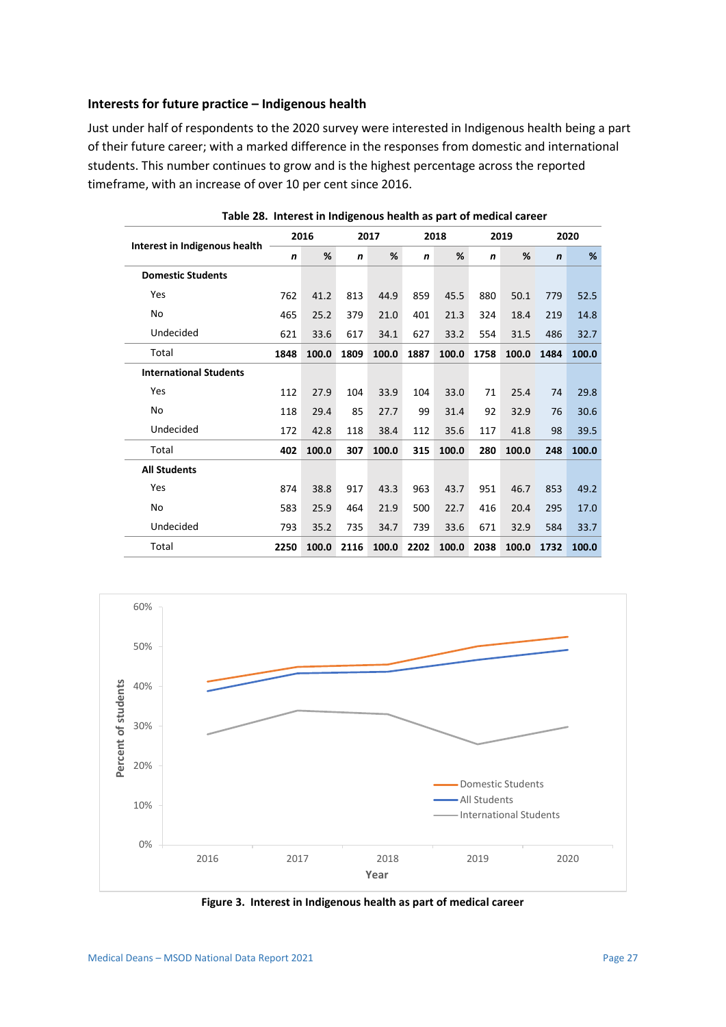### Interests for future practice – Indigenous health

Just under half of respondents to the 2020 survey were interested in Indigenous health being a part of their future career; with a marked difference in the responses from domestic and international students. This number continues to grow and is the highest percentage across the reported timeframe, with an increase of over 10 per cent since 2016.

**Table 28. Interest in Indigenous health as part of medical career**

| Interest in Indigenous health | 2016 | | 2017 | | 2018 | | 2019 | | 2020 | |
|---|---|---|---|---|---|---|---|---|---|---|
| | *n* | % | *n* | % | *n* | % | *n* | % | *n* | % |
| **Domestic Students** | | | | | | | | | | |
| Yes | 762 | 41.2 | 813 | 44.9 | 859 | 45.5 | 880 | 50.1 | 779 | 52.5 |
| No | 465 | 25.2 | 379 | 21.0 | 401 | 21.3 | 324 | 18.4 | 219 | 14.8 |
| Undecided | 621 | 33.6 | 617 | 34.1 | 627 | 33.2 | 554 | 31.5 | 486 | 32.7 |
| Total | **1848** | **100.0** | **1809** | **100.0** | **1887** | **100.0** | **1758** | **100.0** | **1484** | **100.0** |
| **International Students** | | | | | | | | | | |
| Yes | 112 | 27.9 | 104 | 33.9 | 104 | 33.0 | 71 | 25.4 | 74 | 29.8 |
| No | 118 | 29.4 | 85 | 27.7 | 99 | 31.4 | 92 | 32.9 | 76 | 30.6 |
| Undecided | 172 | 42.8 | 118 | 38.4 | 112 | 35.6 | 117 | 41.8 | 98 | 39.5 |
| Total | **402** | **100.0** | **307** | **100.0** | **315** | **100.0** | **280** | **100.0** | **248** | **100.0** |
| **All Students** | | | | | | | | | | |
| Yes | 874 | 38.8 | 917 | 43.3 | 963 | 43.7 | 951 | 46.7 | 853 | 49.2 |
| No | 583 | 25.9 | 464 | 21.9 | 500 | 22.7 | 416 | 20.4 | 295 | 17.0 |
| Undecided | 793 | 35.2 | 735 | 34.7 | 739 | 33.6 | 671 | 32.9 | 584 | 33.7 |
| Total | **2250** | **100.0** | **2116** | **100.0** | **2202** | **100.0** | **2038** | **100.0** | **1732** | **100.0** |

**Figure 3. Interest in Indigenous health as part of medical career**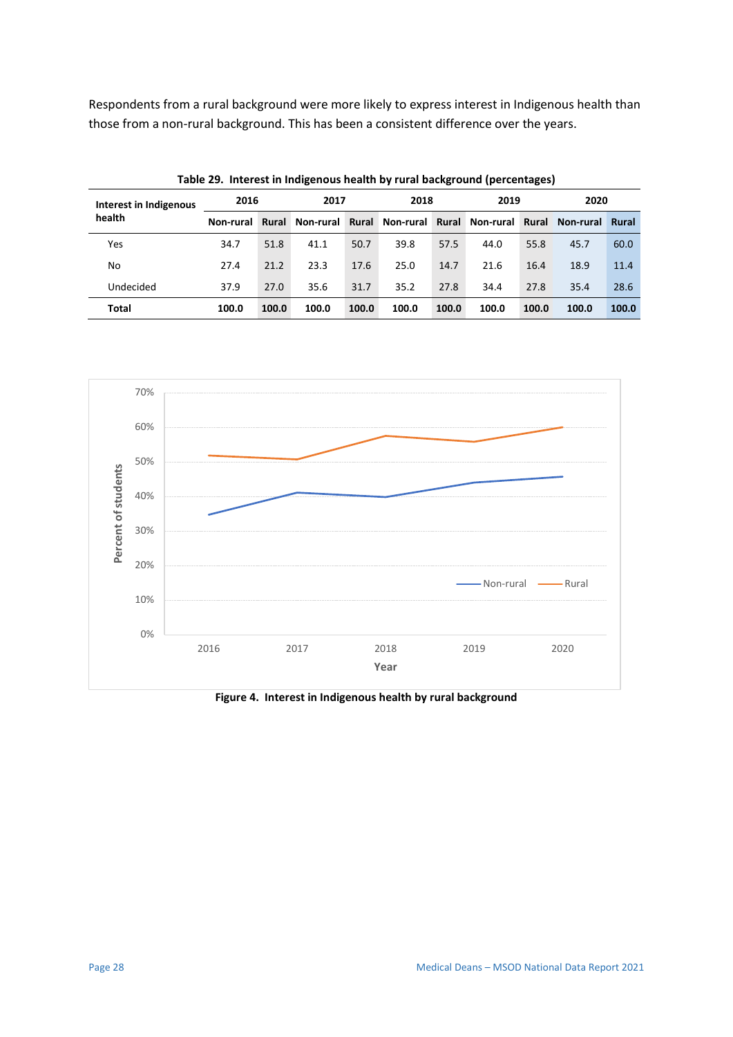Respondents from a rural background were more likely to express interest in Indigenous health than those from a non-rural background. This has been a consistent difference over the years.

**Table 29. Interest in Indigenous health by rural background (percentages)**

| Interest in Indigenous health | 2016 | | 2017 | | 2018 | | 2019 | | 2020 | |
|---|---|---|---|---|---|---|---|---|---|---|
| | Non-rural | Rural | Non-rural | Rural | Non-rural | Rural | Non-rural | Rural | Non-rural | Rural |
| Yes | 34.7 | 51.8 | 41.1 | 50.7 | 39.8 | 57.5 | 44.0 | 55.8 | 45.7 | 60.0 |
| No | 27.4 | 21.2 | 23.3 | 17.6 | 25.0 | 14.7 | 21.6 | 16.4 | 18.9 | 11.4 |
| Undecided | 37.9 | 27.0 | 35.6 | 31.7 | 35.2 | 27.8 | 34.4 | 27.8 | 35.4 | 28.6 |
| **Total** | **100.0** | **100.0** | **100.0** | **100.0** | **100.0** | **100.0** | **100.0** | **100.0** | **100.0** | **100.0** |

**Figure 4. Interest in Indigenous health by rural background**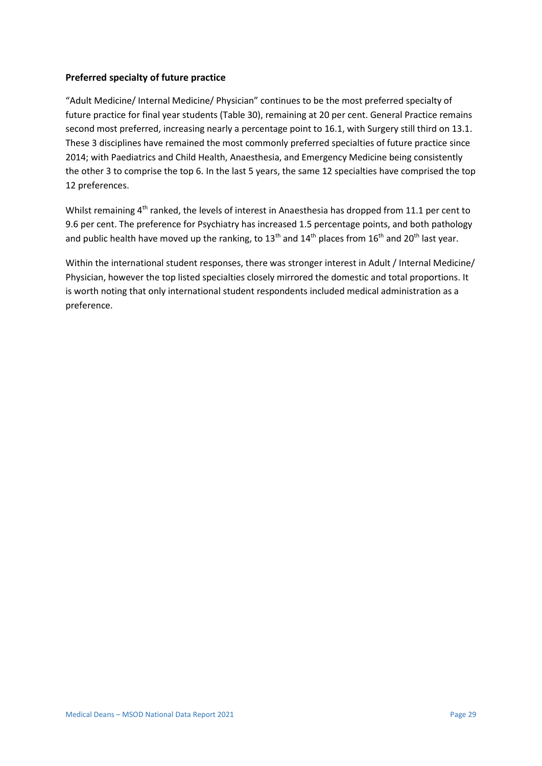**Preferred specialty of future practice**

"Adult Medicine/ Internal Medicine/ Physician" continues to be the most preferred specialty of future practice for final year students (Table 30), remaining at 20 per cent. General Practice remains second most preferred, increasing nearly a percentage point to 16.1, with Surgery still third on 13.1. These 3 disciplines have remained the most commonly preferred specialties of future practice since 2014; with Paediatrics and Child Health, Anaesthesia, and Emergency Medicine being consistently the other 3 to comprise the top 6. In the last 5 years, the same 12 specialties have comprised the top 12 preferences.

Whilst remaining 4th ranked, the levels of interest in Anaesthesia has dropped from 11.1 per cent to 9.6 per cent. The preference for Psychiatry has increased 1.5 percentage points, and both pathology and public health have moved up the ranking, to 13th and 14th places from 16th and 20th last year.

Within the international student responses, there was stronger interest in Adult / Internal Medicine/ Physician, however the top listed specialties closely mirrored the domestic and total proportions. It is worth noting that only international student respondents included medical administration as a preference.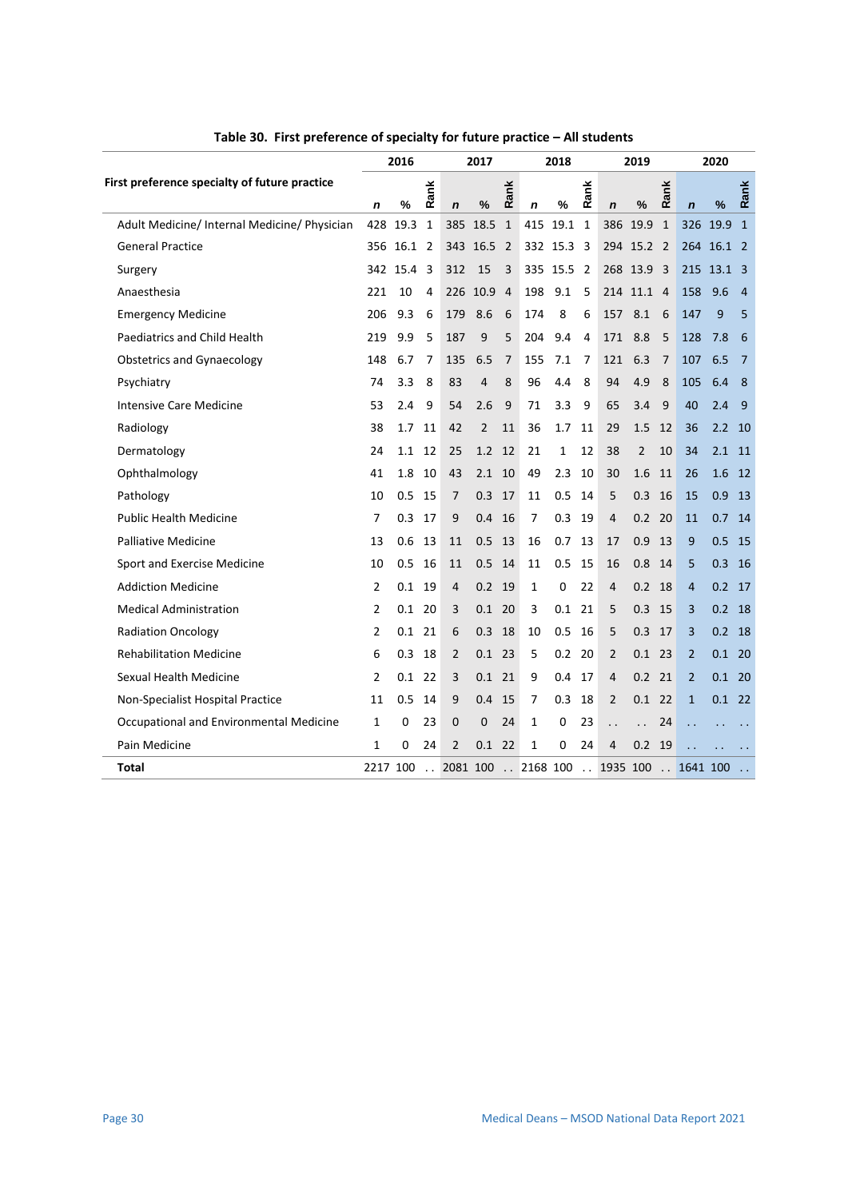**Table 30. First preference of specialty for future practice – All students**

| First preference specialty of future practice | 2016 | | | 2017 | | | 2018 | | | 2019 | | | 2020 | | |
|---|---|---|---|---|---|---|---|---|---|---|---|---|---|---|---|
| | *n* | % | Rank | *n* | % | Rank | *n* | % | Rank | *n* | % | Rank | *n* | % | Rank |
| Adult Medicine/ Internal Medicine/ Physician | 428 | 19.3 | 1 | 385 | 18.5 | 1 | 415 | 19.1 | 1 | 386 | 19.9 | 1 | 326 | 19.9 | 1 |
| General Practice | 356 | 16.1 | 2 | 343 | 16.5 | 2 | 332 | 15.3 | 3 | 294 | 15.2 | 2 | 264 | 16.1 | 2 |
| Surgery | 342 | 15.4 | 3 | 312 | 15 | 3 | 335 | 15.5 | 2 | 268 | 13.9 | 3 | 215 | 13.1 | 3 |
| Anaesthesia | 221 | 10 | 4 | 226 | 10.9 | 4 | 198 | 9.1 | 5 | 214 | 11.1 | 4 | 158 | 9.6 | 4 |
| Emergency Medicine | 206 | 9.3 | 6 | 179 | 8.6 | 6 | 174 | 8 | 6 | 157 | 8.1 | 6 | 147 | 9 | 5 |
| Paediatrics and Child Health | 219 | 9.9 | 5 | 187 | 9 | 5 | 204 | 9.4 | 4 | 171 | 8.8 | 5 | 128 | 7.8 | 6 |
| Obstetrics and Gynaecology | 148 | 6.7 | 7 | 135 | 6.5 | 7 | 155 | 7.1 | 7 | 121 | 6.3 | 7 | 107 | 6.5 | 7 |
| Psychiatry | 74 | 3.3 | 8 | 83 | 4 | 8 | 96 | 4.4 | 8 | 94 | 4.9 | 8 | 105 | 6.4 | 8 |
| Intensive Care Medicine | 53 | 2.4 | 9 | 54 | 2.6 | 9 | 71 | 3.3 | 9 | 65 | 3.4 | 9 | 40 | 2.4 | 9 |
| Radiology | 38 | 1.7 | 11 | 42 | 2 | 11 | 36 | 1.7 | 11 | 29 | 1.5 | 12 | 36 | 2.2 | 10 |
| Dermatology | 24 | 1.1 | 12 | 25 | 1.2 | 12 | 21 | 1 | 12 | 38 | 2 | 10 | 34 | 2.1 | 11 |
| Ophthalmology | 41 | 1.8 | 10 | 43 | 2.1 | 10 | 49 | 2.3 | 10 | 30 | 1.6 | 11 | 26 | 1.6 | 12 |
| Pathology | 10 | 0.5 | 15 | 7 | 0.3 | 17 | 11 | 0.5 | 14 | 5 | 0.3 | 16 | 15 | 0.9 | 13 |
| Public Health Medicine | 7 | 0.3 | 17 | 9 | 0.4 | 16 | 7 | 0.3 | 19 | 4 | 0.2 | 20 | 11 | 0.7 | 14 |
| Palliative Medicine | 13 | 0.6 | 13 | 11 | 0.5 | 13 | 16 | 0.7 | 13 | 17 | 0.9 | 13 | 9 | 0.5 | 15 |
| Sport and Exercise Medicine | 10 | 0.5 | 16 | 11 | 0.5 | 14 | 11 | 0.5 | 15 | 16 | 0.8 | 14 | 5 | 0.3 | 16 |
| Addiction Medicine | 2 | 0.1 | 19 | 4 | 0.2 | 19 | 1 | 0 | 22 | 4 | 0.2 | 18 | 4 | 0.2 | 17 |
| Medical Administration | 2 | 0.1 | 20 | 3 | 0.1 | 20 | 3 | 0.1 | 21 | 5 | 0.3 | 15 | 3 | 0.2 | 18 |
| Radiation Oncology | 2 | 0.1 | 21 | 6 | 0.3 | 18 | 10 | 0.5 | 16 | 5 | 0.3 | 17 | 3 | 0.2 | 18 |
| Rehabilitation Medicine | 6 | 0.3 | 18 | 2 | 0.1 | 23 | 5 | 0.2 | 20 | 2 | 0.1 | 23 | 2 | 0.1 | 20 |
| Sexual Health Medicine | 2 | 0.1 | 22 | 3 | 0.1 | 21 | 9 | 0.4 | 17 | 4 | 0.2 | 21 | 2 | 0.1 | 20 |
| Non-Specialist Hospital Practice | 11 | 0.5 | 14 | 9 | 0.4 | 15 | 7 | 0.3 | 18 | 2 | 0.1 | 22 | 1 | 0.1 | 22 |
| Occupational and Environmental Medicine | 1 | 0 | 23 | 0 | 0 | 24 | 1 | 0 | 23 | .. | .. | 24 | .. | .. | .. |
| Pain Medicine | 1 | 0 | 24 | 2 | 0.1 | 22 | 1 | 0 | 24 | 4 | 0.2 | 19 | .. | .. | .. |
| **Total** | 2217 | 100 | .. | 2081 | 100 | .. | 2168 | 100 | .. | 1935 | 100 | .. | 1641 | 100 | .. |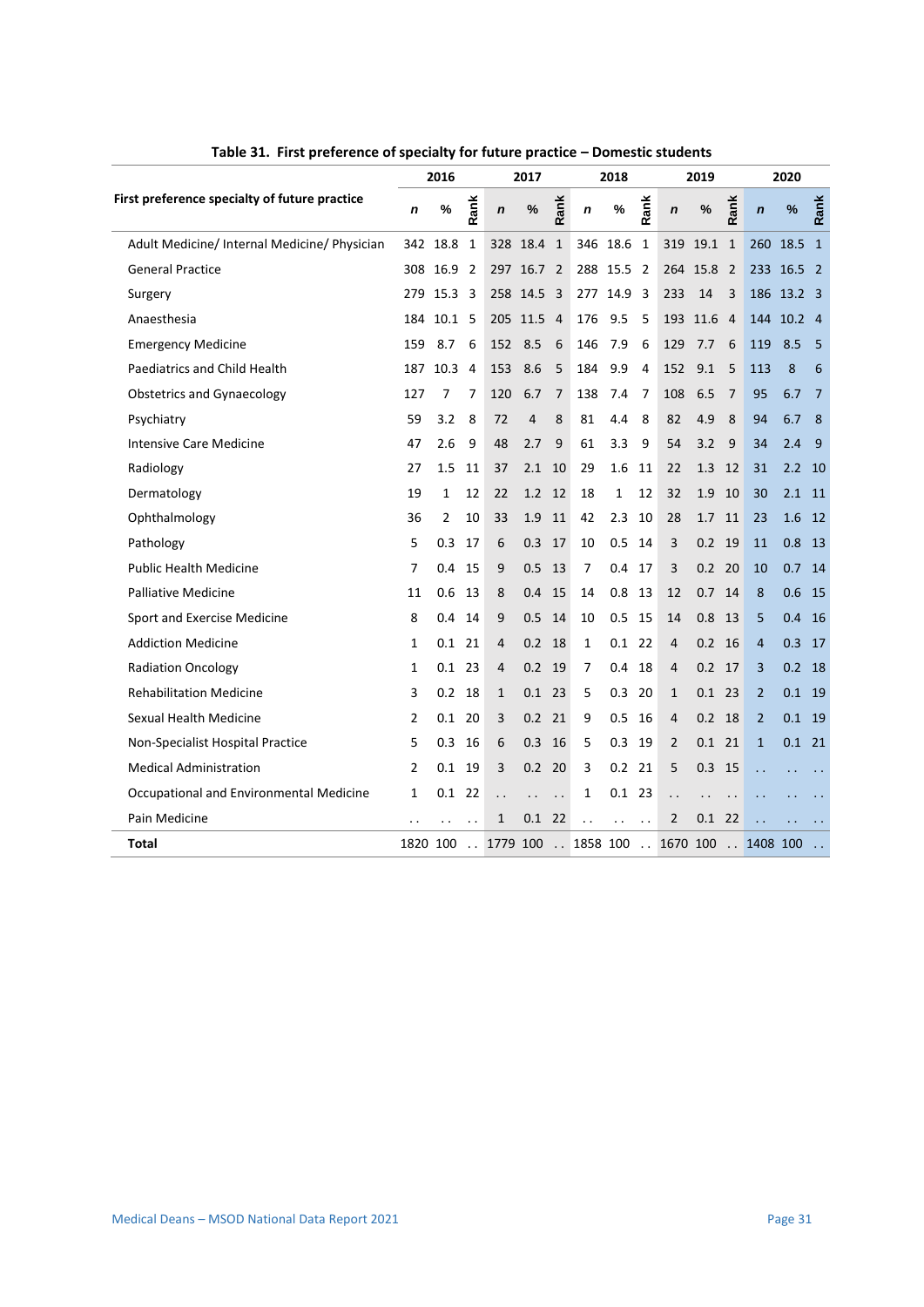**Table 31. First preference of specialty for future practice – Domestic students**

| First preference specialty of future practice | 2016 | | | 2017 | | | 2018 | | | 2019 | | | 2020 | | |
|---|---|---|---|---|---|---|---|---|---|---|---|---|---|---|---|
| | *n* | % | Rank | *n* | % | Rank | *n* | % | Rank | *n* | % | Rank | *n* | % | Rank |
| Adult Medicine/ Internal Medicine/ Physician | 342 | 18.8 | 1 | 328 | 18.4 | 1 | 346 | 18.6 | 1 | 319 | 19.1 | 1 | 260 | 18.5 | 1 |
| General Practice | 308 | 16.9 | 2 | 297 | 16.7 | 2 | 288 | 15.5 | 2 | 264 | 15.8 | 2 | 233 | 16.5 | 2 |
| Surgery | 279 | 15.3 | 3 | 258 | 14.5 | 3 | 277 | 14.9 | 3 | 233 | 14 | 3 | 186 | 13.2 | 3 |
| Anaesthesia | 184 | 10.1 | 5 | 205 | 11.5 | 4 | 176 | 9.5 | 5 | 193 | 11.6 | 4 | 144 | 10.2 | 4 |
| Emergency Medicine | 159 | 8.7 | 6 | 152 | 8.5 | 6 | 146 | 7.9 | 6 | 129 | 7.7 | 6 | 119 | 8.5 | 5 |
| Paediatrics and Child Health | 187 | 10.3 | 4 | 153 | 8.6 | 5 | 184 | 9.9 | 4 | 152 | 9.1 | 5 | 113 | 8 | 6 |
| Obstetrics and Gynaecology | 127 | 7 | 7 | 120 | 6.7 | 7 | 138 | 7.4 | 7 | 108 | 6.5 | 7 | 95 | 6.7 | 7 |
| Psychiatry | 59 | 3.2 | 8 | 72 | 4 | 8 | 81 | 4.4 | 8 | 82 | 4.9 | 8 | 94 | 6.7 | 8 |
| Intensive Care Medicine | 47 | 2.6 | 9 | 48 | 2.7 | 9 | 61 | 3.3 | 9 | 54 | 3.2 | 9 | 34 | 2.4 | 9 |
| Radiology | 27 | 1.5 | 11 | 37 | 2.1 | 10 | 29 | 1.6 | 11 | 22 | 1.3 | 12 | 31 | 2.2 | 10 |
| Dermatology | 19 | 1 | 12 | 22 | 1.2 | 12 | 18 | 1 | 12 | 32 | 1.9 | 10 | 30 | 2.1 | 11 |
| Ophthalmology | 36 | 2 | 10 | 33 | 1.9 | 11 | 42 | 2.3 | 10 | 28 | 1.7 | 11 | 23 | 1.6 | 12 |
| Pathology | 5 | 0.3 | 17 | 6 | 0.3 | 17 | 10 | 0.5 | 14 | 3 | 0.2 | 19 | 11 | 0.8 | 13 |
| Public Health Medicine | 7 | 0.4 | 15 | 9 | 0.5 | 13 | 7 | 0.4 | 17 | 3 | 0.2 | 20 | 10 | 0.7 | 14 |
| Palliative Medicine | 11 | 0.6 | 13 | 8 | 0.4 | 15 | 14 | 0.8 | 13 | 12 | 0.7 | 14 | 8 | 0.6 | 15 |
| Sport and Exercise Medicine | 8 | 0.4 | 14 | 9 | 0.5 | 14 | 10 | 0.5 | 15 | 14 | 0.8 | 13 | 5 | 0.4 | 16 |
| Addiction Medicine | 1 | 0.1 | 21 | 4 | 0.2 | 18 | 1 | 0.1 | 22 | 4 | 0.2 | 16 | 4 | 0.3 | 17 |
| Radiation Oncology | 1 | 0.1 | 23 | 4 | 0.2 | 19 | 7 | 0.4 | 18 | 4 | 0.2 | 17 | 3 | 0.2 | 18 |
| Rehabilitation Medicine | 3 | 0.2 | 18 | 1 | 0.1 | 23 | 5 | 0.3 | 20 | 1 | 0.1 | 23 | 2 | 0.1 | 19 |
| Sexual Health Medicine | 2 | 0.1 | 20 | 3 | 0.2 | 21 | 9 | 0.5 | 16 | 4 | 0.2 | 18 | 2 | 0.1 | 19 |
| Non-Specialist Hospital Practice | 5 | 0.3 | 16 | 6 | 0.3 | 16 | 5 | 0.3 | 19 | 2 | 0.1 | 21 | 1 | 0.1 | 21 |
| Medical Administration | 2 | 0.1 | 19 | 3 | 0.2 | 20 | 3 | 0.2 | 21 | 5 | 0.3 | 15 | .. | .. | .. |
| Occupational and Environmental Medicine | 1 | 0.1 | 22 | .. | .. | .. | 1 | 0.1 | 23 | .. | .. | .. | .. | .. | .. |
| Pain Medicine | .. | .. | .. | 1 | 0.1 | 22 | .. | .. | .. | 2 | 0.1 | 22 | .. | .. | .. |
| **Total** | 1820 | 100 | .. | 1779 | 100 | .. | 1858 | 100 | .. | 1670 | 100 | .. | 1408 | 100 | .. |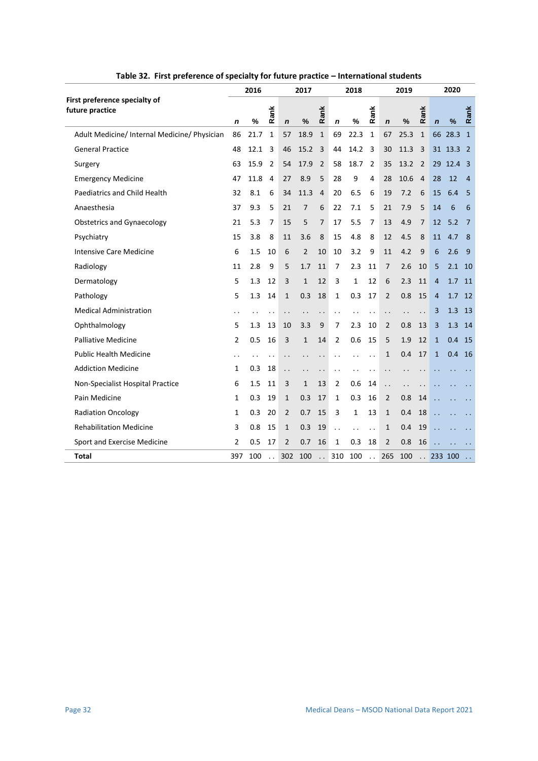**Table 32. First preference of specialty for future practice – International students**

| First preference specialty of future practice | 2016 | | | 2017 | | | 2018 | | | 2019 | | | 2020 | | |
|---|---|---|---|---|---|---|---|---|---|---|---|---|---|---|---|
| | *n* | % | Rank | *n* | % | Rank | *n* | % | Rank | *n* | % | Rank | *n* | % | Rank |
| Adult Medicine/ Internal Medicine/ Physician | 86 | 21.7 | 1 | 57 | 18.9 | 1 | 69 | 22.3 | 1 | 67 | 25.3 | 1 | 66 | 28.3 | 1 |
| General Practice | 48 | 12.1 | 3 | 46 | 15.2 | 3 | 44 | 14.2 | 3 | 30 | 11.3 | 3 | 31 | 13.3 | 2 |
| Surgery | 63 | 15.9 | 2 | 54 | 17.9 | 2 | 58 | 18.7 | 2 | 35 | 13.2 | 2 | 29 | 12.4 | 3 |
| Emergency Medicine | 47 | 11.8 | 4 | 27 | 8.9 | 5 | 28 | 9 | 4 | 28 | 10.6 | 4 | 28 | 12 | 4 |
| Paediatrics and Child Health | 32 | 8.1 | 6 | 34 | 11.3 | 4 | 20 | 6.5 | 6 | 19 | 7.2 | 6 | 15 | 6.4 | 5 |
| Anaesthesia | 37 | 9.3 | 5 | 21 | 7 | 6 | 22 | 7.1 | 5 | 21 | 7.9 | 5 | 14 | 6 | 6 |
| Obstetrics and Gynaecology | 21 | 5.3 | 7 | 15 | 5 | 7 | 17 | 5.5 | 7 | 13 | 4.9 | 7 | 12 | 5.2 | 7 |
| Psychiatry | 15 | 3.8 | 8 | 11 | 3.6 | 8 | 15 | 4.8 | 8 | 12 | 4.5 | 8 | 11 | 4.7 | 8 |
| Intensive Care Medicine | 6 | 1.5 | 10 | 6 | 2 | 10 | 10 | 3.2 | 9 | 11 | 4.2 | 9 | 6 | 2.6 | 9 |
| Radiology | 11 | 2.8 | 9 | 5 | 1.7 | 11 | 7 | 2.3 | 11 | 7 | 2.6 | 10 | 5 | 2.1 | 10 |
| Dermatology | 5 | 1.3 | 12 | 3 | 1 | 12 | 3 | 1 | 12 | 6 | 2.3 | 11 | 4 | 1.7 | 11 |
| Pathology | 5 | 1.3 | 14 | 1 | 0.3 | 18 | 1 | 0.3 | 17 | 2 | 0.8 | 15 | 4 | 1.7 | 12 |
| Medical Administration | .. | .. | .. | .. | .. | .. | .. | .. | .. | .. | .. | .. | 3 | 1.3 | 13 |
| Ophthalmology | 5 | 1.3 | 13 | 10 | 3.3 | 9 | 7 | 2.3 | 10 | 2 | 0.8 | 13 | 3 | 1.3 | 14 |
| Palliative Medicine | 2 | 0.5 | 16 | 3 | 1 | 14 | 2 | 0.6 | 15 | 5 | 1.9 | 12 | 1 | 0.4 | 15 |
| Public Health Medicine | .. | .. | .. | .. | .. | .. | .. | .. | .. | 1 | 0.4 | 17 | 1 | 0.4 | 16 |
| Addiction Medicine | 1 | 0.3 | 18 | .. | .. | .. | .. | .. | .. | .. | .. | .. | .. | .. | .. |
| Non-Specialist Hospital Practice | 6 | 1.5 | 11 | 3 | 1 | 13 | 2 | 0.6 | 14 | .. | .. | .. | .. | .. | .. |
| Pain Medicine | 1 | 0.3 | 19 | 1 | 0.3 | 17 | 1 | 0.3 | 16 | 2 | 0.8 | 14 | .. | .. | .. |
| Radiation Oncology | 1 | 0.3 | 20 | 2 | 0.7 | 15 | 3 | 1 | 13 | 1 | 0.4 | 18 | .. | .. | .. |
| Rehabilitation Medicine | 3 | 0.8 | 15 | 1 | 0.3 | 19 | .. | .. | .. | 1 | 0.4 | 19 | .. | .. | .. |
| Sport and Exercise Medicine | 2 | 0.5 | 17 | 2 | 0.7 | 16 | 1 | 0.3 | 18 | 2 | 0.8 | 16 | .. | .. | .. |
| **Total** | 397 | 100 | .. | 302 | 100 | .. | 310 | 100 | .. | 265 | 100 | .. | 233 | 100 | .. |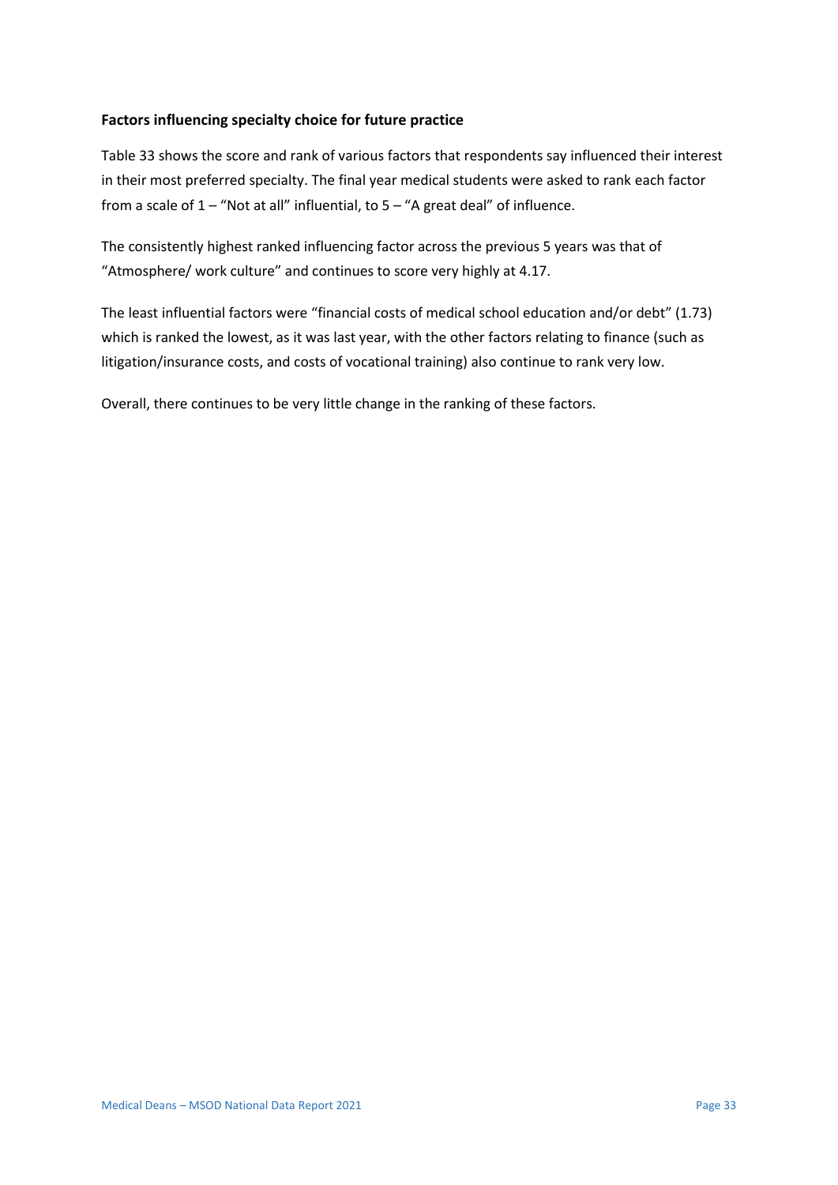### Factors influencing specialty choice for future practice

Table 33 shows the score and rank of various factors that respondents say influenced their interest in their most preferred specialty. The final year medical students were asked to rank each factor from a scale of 1 – "Not at all" influential, to 5 – "A great deal" of influence.

The consistently highest ranked influencing factor across the previous 5 years was that of "Atmosphere/ work culture" and continues to score very highly at 4.17.

The least influential factors were "financial costs of medical school education and/or debt" (1.73) which is ranked the lowest, as it was last year, with the other factors relating to finance (such as litigation/insurance costs, and costs of vocational training) also continue to rank very low.

Overall, there continues to be very little change in the ranking of these factors.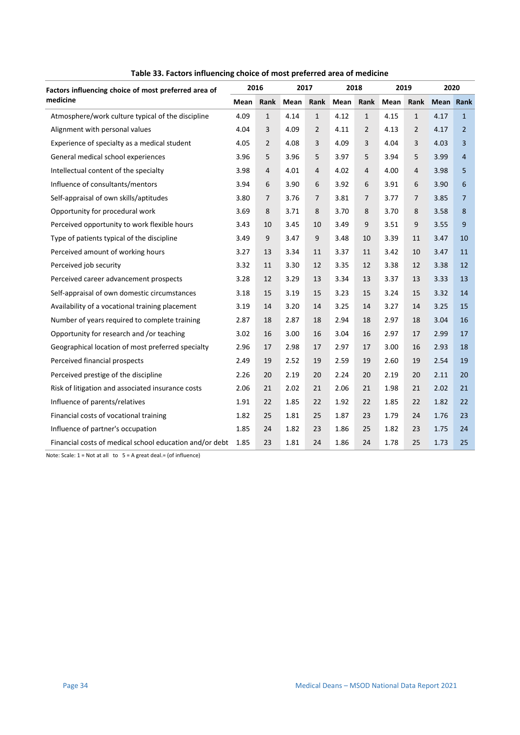**Table 33. Factors influencing choice of most preferred area of medicine**

| Factors influencing choice of most preferred area of medicine | 2016 | | 2017 | | 2018 | | 2019 | | 2020 | |
|---|---|---|---|---|---|---|---|---|---|---|
| | Mean | Rank | Mean | Rank | Mean | Rank | Mean | Rank | Mean | Rank |
| Atmosphere/work culture typical of the discipline | 4.09 | 1 | 4.14 | 1 | 4.12 | 1 | 4.15 | 1 | 4.17 | 1 |
| Alignment with personal values | 4.04 | 3 | 4.09 | 2 | 4.11 | 2 | 4.13 | 2 | 4.17 | 2 |
| Experience of specialty as a medical student | 4.05 | 2 | 4.08 | 3 | 4.09 | 3 | 4.04 | 3 | 4.03 | 3 |
| General medical school experiences | 3.96 | 5 | 3.96 | 5 | 3.97 | 5 | 3.94 | 5 | 3.99 | 4 |
| Intellectual content of the specialty | 3.98 | 4 | 4.01 | 4 | 4.02 | 4 | 4.00 | 4 | 3.98 | 5 |
| Influence of consultants/mentors | 3.94 | 6 | 3.90 | 6 | 3.92 | 6 | 3.91 | 6 | 3.90 | 6 |
| Self-appraisal of own skills/aptitudes | 3.80 | 7 | 3.76 | 7 | 3.81 | 7 | 3.77 | 7 | 3.85 | 7 |
| Opportunity for procedural work | 3.69 | 8 | 3.71 | 8 | 3.70 | 8 | 3.70 | 8 | 3.58 | 8 |
| Perceived opportunity to work flexible hours | 3.43 | 10 | 3.45 | 10 | 3.49 | 9 | 3.51 | 9 | 3.55 | 9 |
| Type of patients typical of the discipline | 3.49 | 9 | 3.47 | 9 | 3.48 | 10 | 3.39 | 11 | 3.47 | 10 |
| Perceived amount of working hours | 3.27 | 13 | 3.34 | 11 | 3.37 | 11 | 3.42 | 10 | 3.47 | 11 |
| Perceived job security | 3.32 | 11 | 3.30 | 12 | 3.35 | 12 | 3.38 | 12 | 3.38 | 12 |
| Perceived career advancement prospects | 3.28 | 12 | 3.29 | 13 | 3.34 | 13 | 3.37 | 13 | 3.33 | 13 |
| Self-appraisal of own domestic circumstances | 3.18 | 15 | 3.19 | 15 | 3.23 | 15 | 3.24 | 15 | 3.32 | 14 |
| Availability of a vocational training placement | 3.19 | 14 | 3.20 | 14 | 3.25 | 14 | 3.27 | 14 | 3.25 | 15 |
| Number of years required to complete training | 2.87 | 18 | 2.87 | 18 | 2.94 | 18 | 2.97 | 18 | 3.04 | 16 |
| Opportunity for research and /or teaching | 3.02 | 16 | 3.00 | 16 | 3.04 | 16 | 2.97 | 17 | 2.99 | 17 |
| Geographical location of most preferred specialty | 2.96 | 17 | 2.98 | 17 | 2.97 | 17 | 3.00 | 16 | 2.93 | 18 |
| Perceived financial prospects | 2.49 | 19 | 2.52 | 19 | 2.59 | 19 | 2.60 | 19 | 2.54 | 19 |
| Perceived prestige of the discipline | 2.26 | 20 | 2.19 | 20 | 2.24 | 20 | 2.19 | 20 | 2.11 | 20 |
| Risk of litigation and associated insurance costs | 2.06 | 21 | 2.02 | 21 | 2.06 | 21 | 1.98 | 21 | 2.02 | 21 |
| Influence of parents/relatives | 1.91 | 22 | 1.85 | 22 | 1.92 | 22 | 1.85 | 22 | 1.82 | 22 |
| Financial costs of vocational training | 1.82 | 25 | 1.81 | 25 | 1.87 | 23 | 1.79 | 24 | 1.76 | 23 |
| Influence of partner's occupation | 1.85 | 24 | 1.82 | 23 | 1.86 | 25 | 1.82 | 23 | 1.75 | 24 |
| Financial costs of medical school education and/or debt | 1.85 | 23 | 1.81 | 24 | 1.86 | 24 | 1.78 | 25 | 1.73 | 25 |

Note: Scale: 1 = Not at all to 5 = A great deal.= (of influence)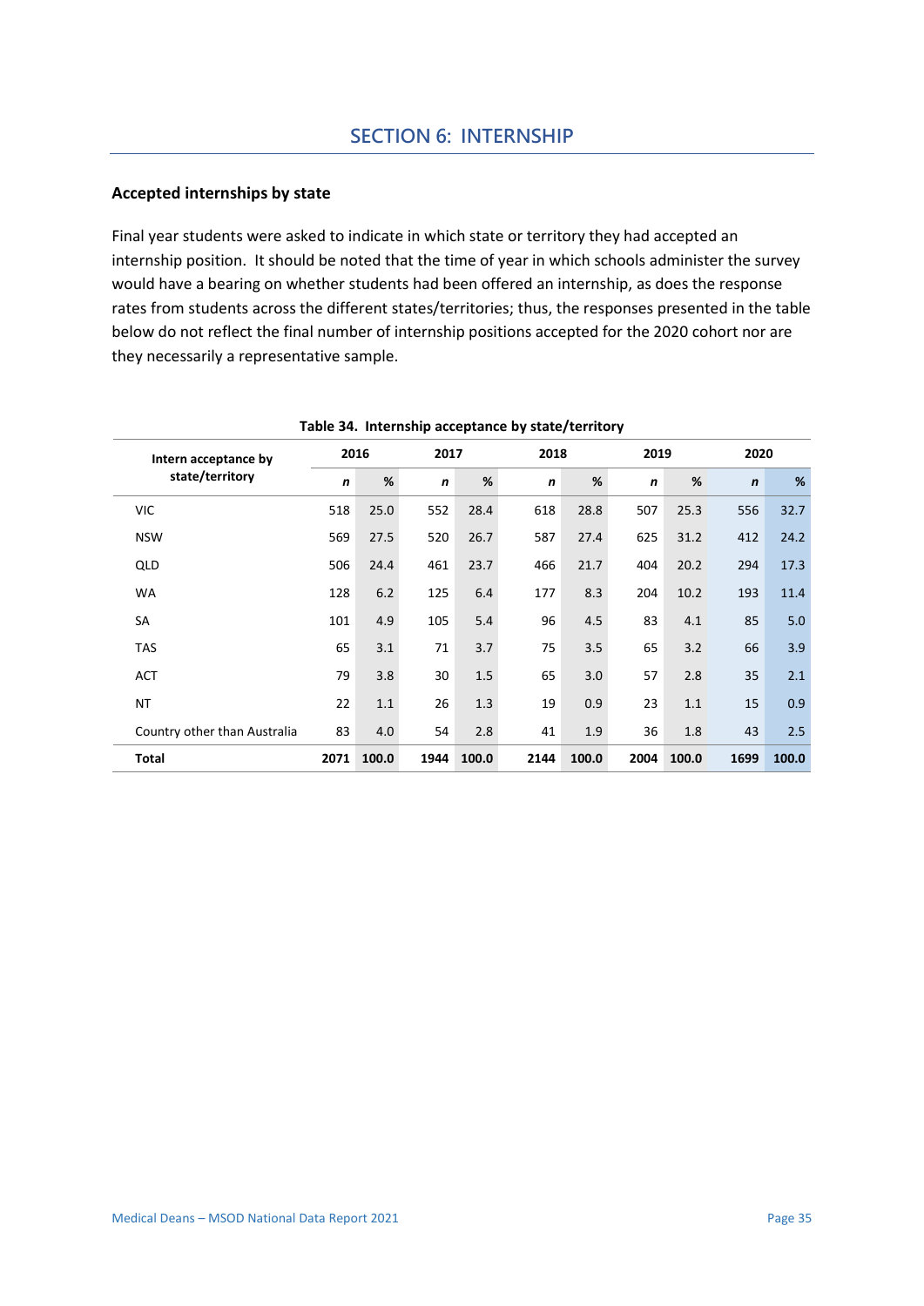# SECTION 6: INTERNSHIP

## Accepted internships by state

Final year students were asked to indicate in which state or territory they had accepted an internship position. It should be noted that the time of year in which schools administer the survey would have a bearing on whether students had been offered an internship, as does the response rates from students across the different states/territories; thus, the responses presented in the table below do not reflect the final number of internship positions accepted for the 2020 cohort nor are they necessarily a representative sample.

**Table 34. Internship acceptance by state/territory**

| Intern acceptance by state/territory | 2016 | | 2017 | | 2018 | | 2019 | | 2020 | |
|---|---|---|---|---|---|---|---|---|---|---|
| | *n* | % | *n* | % | *n* | % | *n* | % | *n* | % |
| VIC | 518 | 25.0 | 552 | 28.4 | 618 | 28.8 | 507 | 25.3 | 556 | 32.7 |
| NSW | 569 | 27.5 | 520 | 26.7 | 587 | 27.4 | 625 | 31.2 | 412 | 24.2 |
| QLD | 506 | 24.4 | 461 | 23.7 | 466 | 21.7 | 404 | 20.2 | 294 | 17.3 |
| WA | 128 | 6.2 | 125 | 6.4 | 177 | 8.3 | 204 | 10.2 | 193 | 11.4 |
| SA | 101 | 4.9 | 105 | 5.4 | 96 | 4.5 | 83 | 4.1 | 85 | 5.0 |
| TAS | 65 | 3.1 | 71 | 3.7 | 75 | 3.5 | 65 | 3.2 | 66 | 3.9 |
| ACT | 79 | 3.8 | 30 | 1.5 | 65 | 3.0 | 57 | 2.8 | 35 | 2.1 |
| NT | 22 | 1.1 | 26 | 1.3 | 19 | 0.9 | 23 | 1.1 | 15 | 0.9 |
| Country other than Australia | 83 | 4.0 | 54 | 2.8 | 41 | 1.9 | 36 | 1.8 | 43 | 2.5 |
| **Total** | **2071** | **100.0** | **1944** | **100.0** | **2144** | **100.0** | **2004** | **100.0** | **1699** | **100.0** |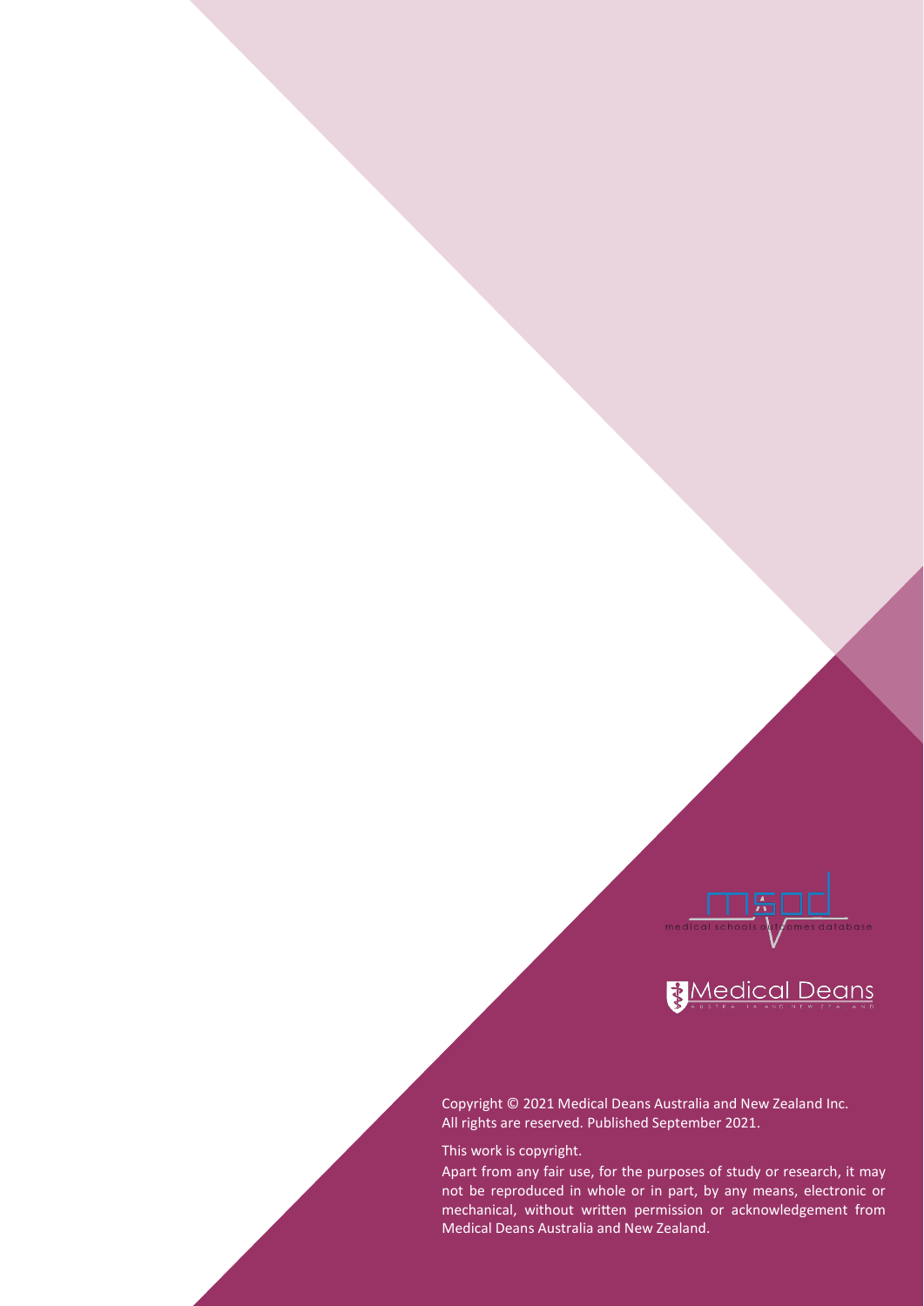Copyright © 2021 Medical Deans Australia and New Zealand Inc.
All rights are reserved. Published September 2021.

This work is copyright.

Apart from any fair use, for the purposes of study or research, it may not be reproduced in whole or in part, by any means, electronic or mechanical, without written permission or acknowledgement from Medical Deans Australia and New Zealand.